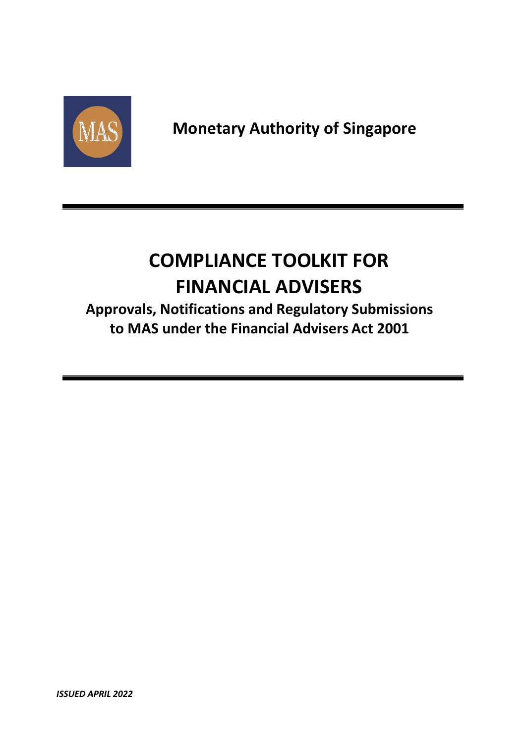Monetary Authority of Singapore

# COMPLIANCE TOOLKIT FOR FINANCIAL ADVISERS

## Approvals, Notifications and Regulatory Submissions to MAS under the Financial Advisers Act 2001

***ISSUED APRIL 2022***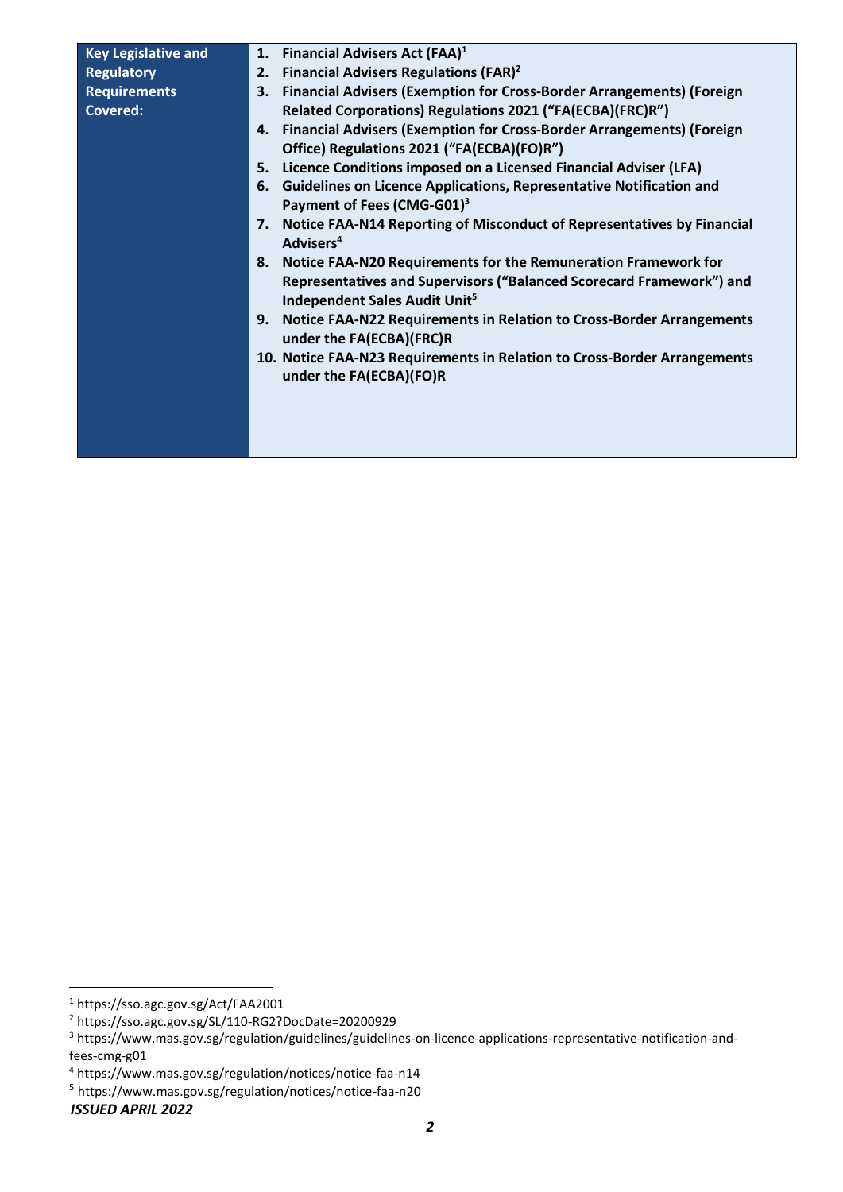| **Key Legislative and Regulatory Requirements Covered:** | 1. **Financial Advisers Act (FAA)**[1]<br>2. **Financial Advisers Regulations (FAR)**[2]<br>3. **Financial Advisers (Exemption for Cross-Border Arrangements) (Foreign Related Corporations) Regulations 2021 ("FA(ECBA)(FRC)R")**<br>4. **Financial Advisers (Exemption for Cross-Border Arrangements) (Foreign Office) Regulations 2021 ("FA(ECBA)(FO)R")**<br>5. **Licence Conditions imposed on a Licensed Financial Adviser (LFA)**<br>6. **Guidelines on Licence Applications, Representative Notification and Payment of Fees (CMG-G01)**[3]<br>7. **Notice FAA-N14 Reporting of Misconduct of Representatives by Financial Advisers**[4]<br>8. **Notice FAA-N20 Requirements for the Remuneration Framework for Representatives and Supervisors ("Balanced Scorecard Framework") and Independent Sales Audit Unit**[5]<br>9. **Notice FAA-N22 Requirements in Relation to Cross-Border Arrangements under the FA(ECBA)(FRC)R**<br>10. **Notice FAA-N23 Requirements in Relation to Cross-Border Arrangements under the FA(ECBA)(FO)R** |
|---|---|

[1] https://sso.agc.gov.sg/Act/FAA2001
[2] https://sso.agc.gov.sg/SL/110-RG2?DocDate=20200929
[3] https://www.mas.gov.sg/regulation/guidelines/guidelines-on-licence-applications-representative-notification-and-fees-cmg-g01
[4] https://www.mas.gov.sg/regulation/notices/notice-faa-n14
[5] https://www.mas.gov.sg/regulation/notices/notice-faa-n20

*ISSUED APRIL 2022*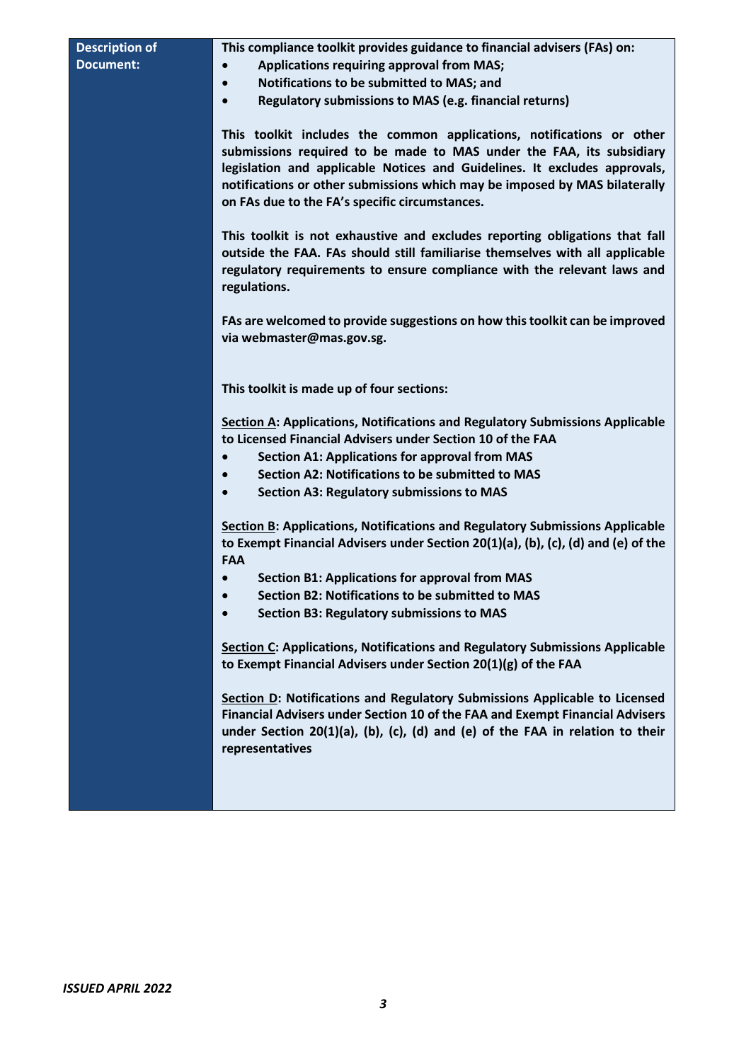| **Description of Document:** | **This compliance toolkit provides guidance to financial advisers (FAs) on:**<br>• **Applications requiring approval from MAS;**<br>• **Notifications to be submitted to MAS; and**<br>• **Regulatory submissions to MAS (e.g. financial returns)**<br><br>**This toolkit includes the common applications, notifications or other submissions required to be made to MAS under the FAA, its subsidiary legislation and applicable Notices and Guidelines. It excludes approvals, notifications or other submissions which may be imposed by MAS bilaterally on FAs due to the FA's specific circumstances.**<br><br>**This toolkit is not exhaustive and excludes reporting obligations that fall outside the FAA. FAs should still familiarise themselves with all applicable regulatory requirements to ensure compliance with the relevant laws and regulations.**<br><br>**FAs are welcomed to provide suggestions on how this toolkit can be improved via webmaster@mas.gov.sg.**<br><br>**This toolkit is made up of four sections:**<br><br><u>**Section A**</u>**: Applications, Notifications and Regulatory Submissions Applicable to Licensed Financial Advisers under Section 10 of the FAA**<br>• **Section A1: Applications for approval from MAS**<br>• **Section A2: Notifications to be submitted to MAS**<br>• **Section A3: Regulatory submissions to MAS**<br><br><u>**Section B**</u>**: Applications, Notifications and Regulatory Submissions Applicable to Exempt Financial Advisers under Section 20(1)(a), (b), (c), (d) and (e) of the FAA**<br>• **Section B1: Applications for approval from MAS**<br>• **Section B2: Notifications to be submitted to MAS**<br>• **Section B3: Regulatory submissions to MAS**<br><br><u>**Section C**</u>**: Applications, Notifications and Regulatory Submissions Applicable to Exempt Financial Advisers under Section 20(1)(g) of the FAA**<br><br><u>**Section D**</u>**: Notifications and Regulatory Submissions Applicable to Licensed Financial Advisers under Section 10 of the FAA and Exempt Financial Advisers under Section 20(1)(a), (b), (c), (d) and (e) of the FAA in relation to their representatives** |
|---|---|

*ISSUED APRIL 2022*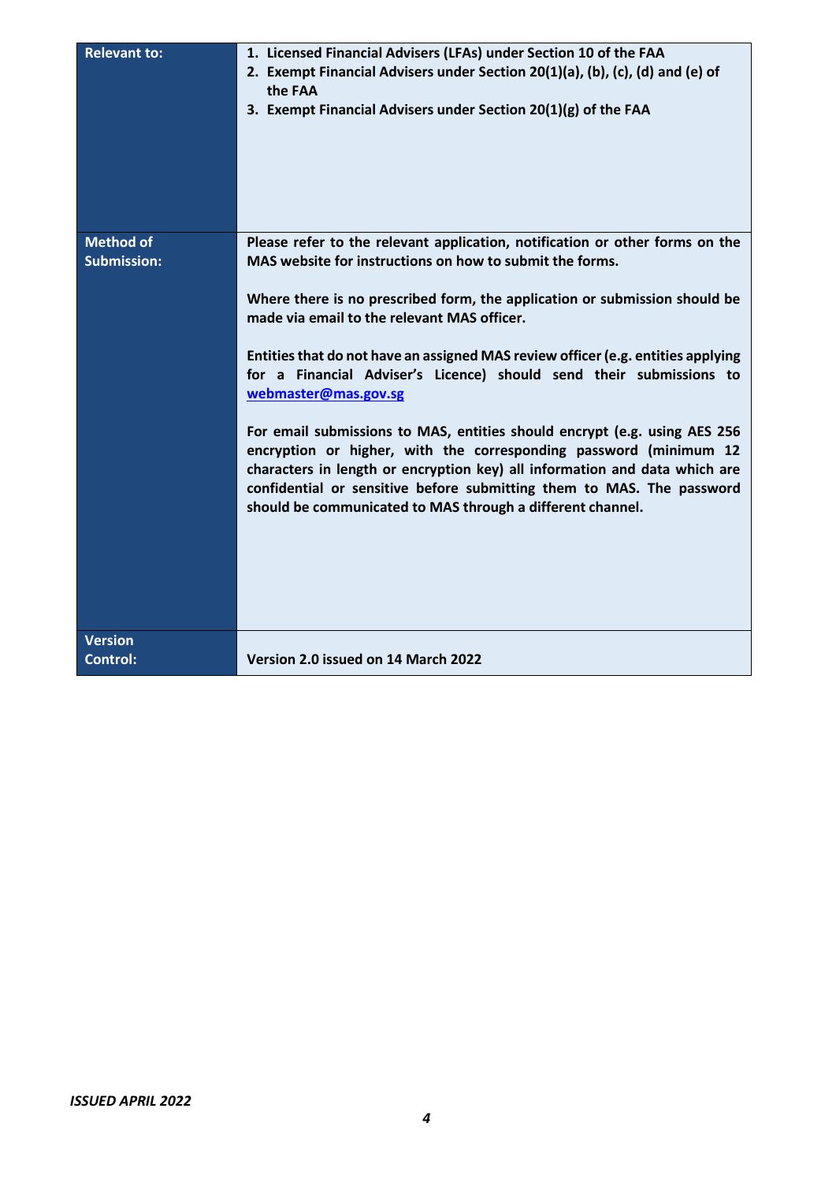| | |
|---|---|
| **Relevant to:** | 1. **Licensed Financial Advisers (LFAs) under Section 10 of the FAA**<br>2. **Exempt Financial Advisers under Section 20(1)(a), (b), (c), (d) and (e) of the FAA**<br>3. **Exempt Financial Advisers under Section 20(1)(g) of the FAA** |
| **Method of Submission:** | **Please refer to the relevant application, notification or other forms on the MAS website for instructions on how to submit the forms.**<br><br>**Where there is no prescribed form, the application or submission should be made via email to the relevant MAS officer.**<br><br>**Entities that do not have an assigned MAS review officer (e.g. entities applying for a Financial Adviser's Licence) should send their submissions to [webmaster@mas.gov.sg](mailto:webmaster@mas.gov.sg)**<br><br>**For email submissions to MAS, entities should encrypt (e.g. using AES 256 encryption or higher, with the corresponding password (minimum 12 characters in length or encryption key) all information and data which are confidential or sensitive before submitting them to MAS. The password should be communicated to MAS through a different channel.** |
| **Version Control:** | **Version 2.0 issued on 14 March 2022** |

***ISSUED APRIL 2022***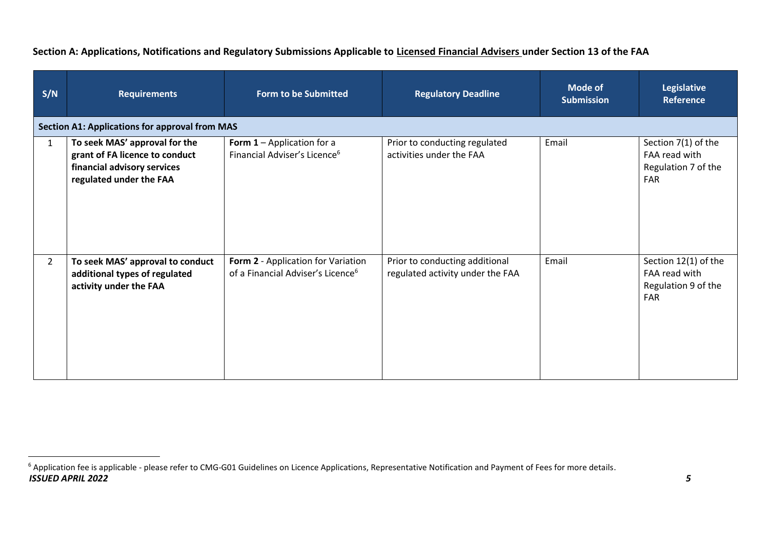**Section A: Applications, Notifications and Regulatory Submissions Applicable to <u>Licensed Financial Advisers</u> under Section 13 of the FAA**

| S/N | Requirements | Form to be Submitted | Regulatory Deadline | Mode of Submission | Legislative Reference |
|---|---|---|---|---|---|
| **Section A1: Applications for approval from MAS** | | | | | |
| 1 | **To seek MAS' approval for the grant of FA licence to conduct financial advisory services regulated under the FAA** | **Form 1** – Application for a Financial Adviser's Licence[6] | Prior to conducting regulated activities under the FAA | Email | Section 7(1) of the FAA read with Regulation 7 of the FAR |
| 2 | **To seek MAS' approval to conduct additional types of regulated activity under the FAA** | **Form 2** - Application for Variation of a Financial Adviser's Licence[6] | Prior to conducting additional regulated activity under the FAA | Email | Section 12(1) of the FAA read with Regulation 9 of the FAR |

[6] Application fee is applicable - please refer to CMG-G01 Guidelines on Licence Applications, Representative Notification and Payment of Fees for more details.

***ISSUED APRIL 2022***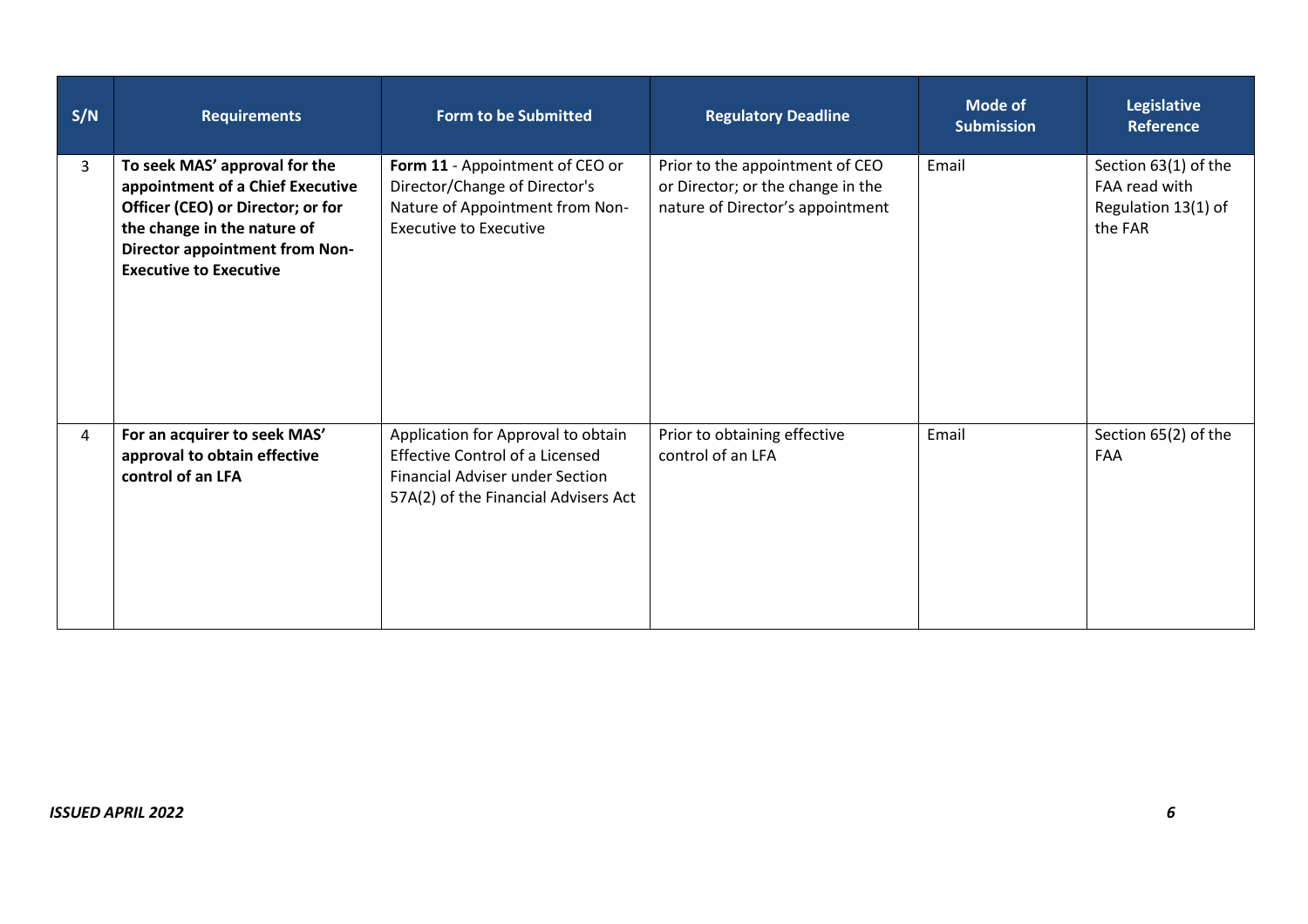| S/N | Requirements | Form to be Submitted | Regulatory Deadline | Mode of Submission | Legislative Reference |
|---|---|---|---|---|---|
| 3 | **To seek MAS' approval for the appointment of a Chief Executive Officer (CEO) or Director; or for the change in the nature of Director appointment from Non-Executive to Executive** | **Form 11** - Appointment of CEO or Director/Change of Director's Nature of Appointment from Non-Executive to Executive | Prior to the appointment of CEO or Director; or the change in the nature of Director's appointment | Email | Section 63(1) of the FAA read with Regulation 13(1) of the FAR |
| 4 | **For an acquirer to seek MAS' approval to obtain effective control of an LFA** | Application for Approval to obtain Effective Control of a Licensed Financial Adviser under Section 57A(2) of the Financial Advisers Act | Prior to obtaining effective control of an LFA | Email | Section 65(2) of the FAA |

*ISSUED APRIL 2022*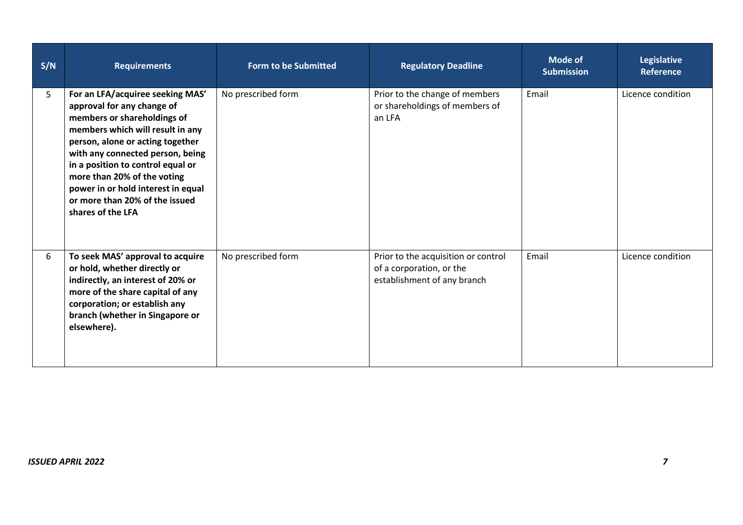| S/N | Requirements | Form to be Submitted | Regulatory Deadline | Mode of Submission | Legislative Reference |
| --- | --- | --- | --- | --- | --- |
| 5 | **For an LFA/acquiree seeking MAS' approval for any change of members or shareholdings of members which will result in any person, alone or acting together with any connected person, being in a position to control equal or more than 20% of the voting power in or hold interest in equal or more than 20% of the issued shares of the LFA** | No prescribed form | Prior to the change of members or shareholdings of members of an LFA | Email | Licence condition |
| 6 | **To seek MAS' approval to acquire or hold, whether directly or indirectly, an interest of 20% or more of the share capital of any corporation; or establish any branch (whether in Singapore or elsewhere).** | No prescribed form | Prior to the acquisition or control of a corporation, or the establishment of any branch | Email | Licence condition |

*ISSUED APRIL 2022*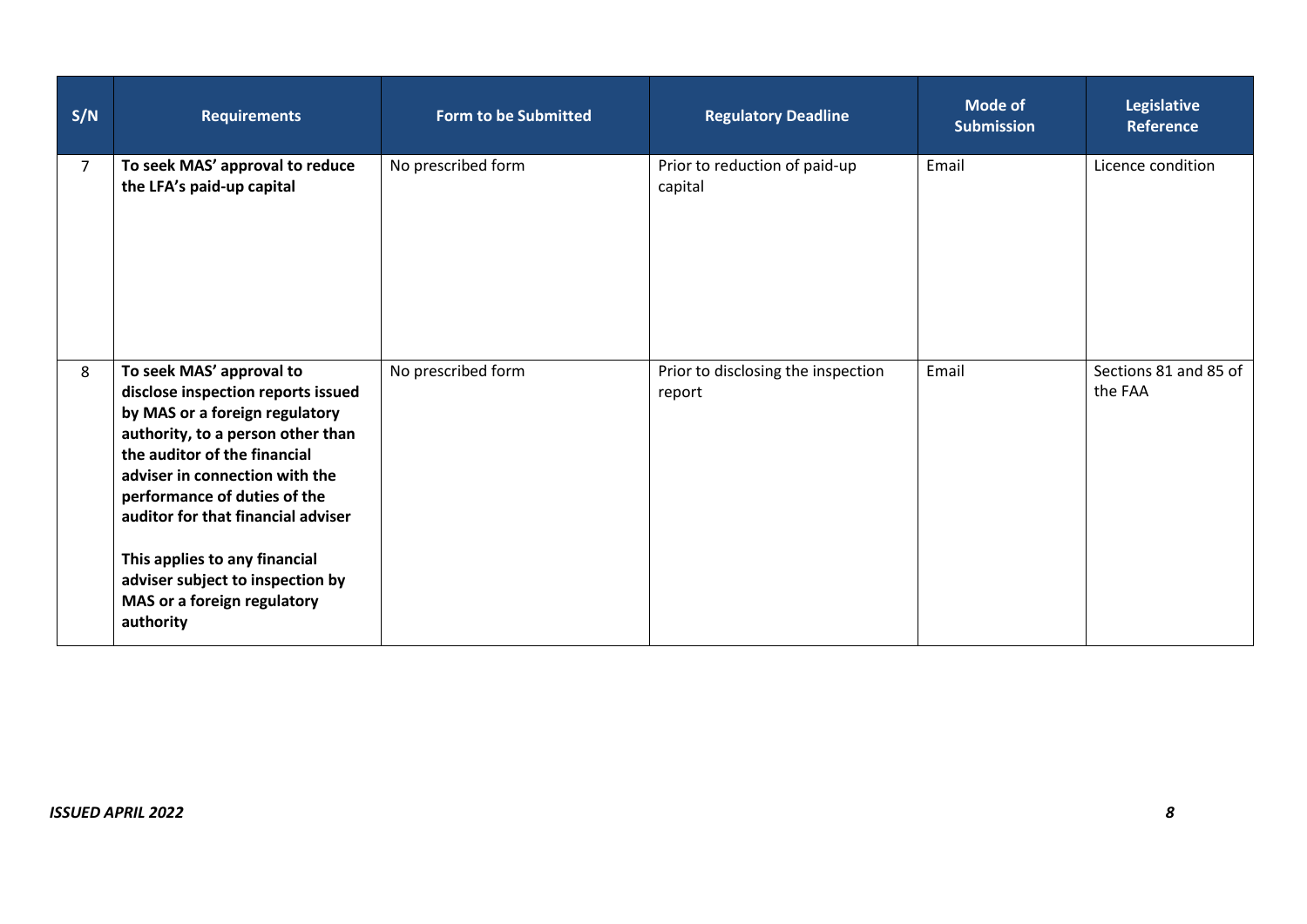| S/N | Requirements | Form to be Submitted | Regulatory Deadline | Mode of Submission | Legislative Reference |
|---|---|---|---|---|---|
| 7 | **To seek MAS' approval to reduce the LFA's paid-up capital** | No prescribed form | Prior to reduction of paid-up capital | Email | Licence condition |
| 8 | **To seek MAS' approval to disclose inspection reports issued by MAS or a foreign regulatory authority, to a person other than the auditor of the financial adviser in connection with the performance of duties of the auditor for that financial adviser**<br><br>**This applies to any financial adviser subject to inspection by MAS or a foreign regulatory authority** | No prescribed form | Prior to disclosing the inspection report | Email | Sections 81 and 85 of the FAA |

*ISSUED APRIL 2022*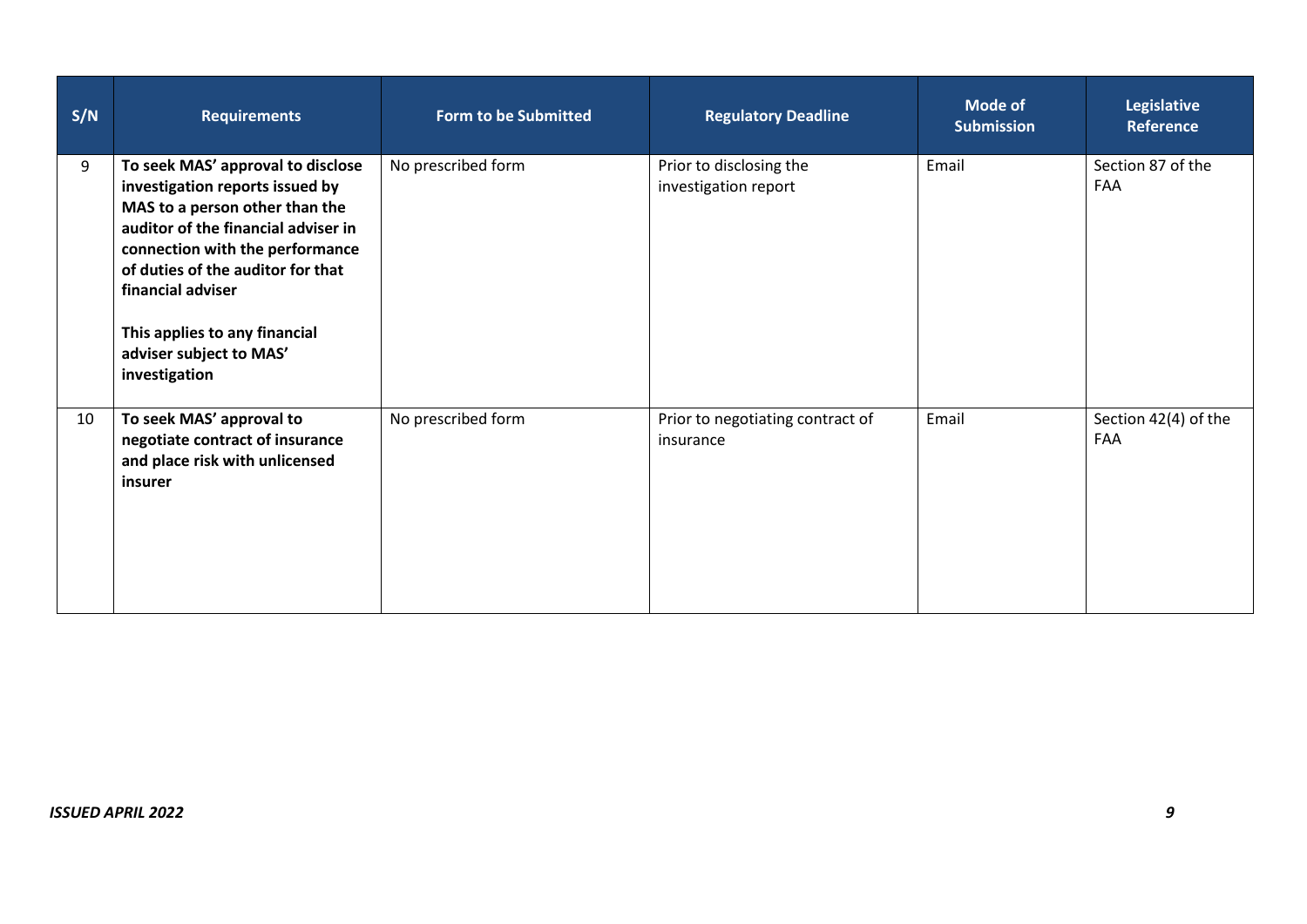| S/N | Requirements | Form to be Submitted | Regulatory Deadline | Mode of Submission | Legislative Reference |
|---|---|---|---|---|---|
| 9 | **To seek MAS' approval to disclose investigation reports issued by MAS to a person other than the auditor of the financial adviser in connection with the performance of duties of the auditor for that financial adviser**<br><br>**This applies to any financial adviser subject to MAS' investigation** | No prescribed form | Prior to disclosing the investigation report | Email | Section 87 of the FAA |
| 10 | **To seek MAS' approval to negotiate contract of insurance and place risk with unlicensed insurer** | No prescribed form | Prior to negotiating contract of insurance | Email | Section 42(4) of the FAA |

***ISSUED APRIL 2022***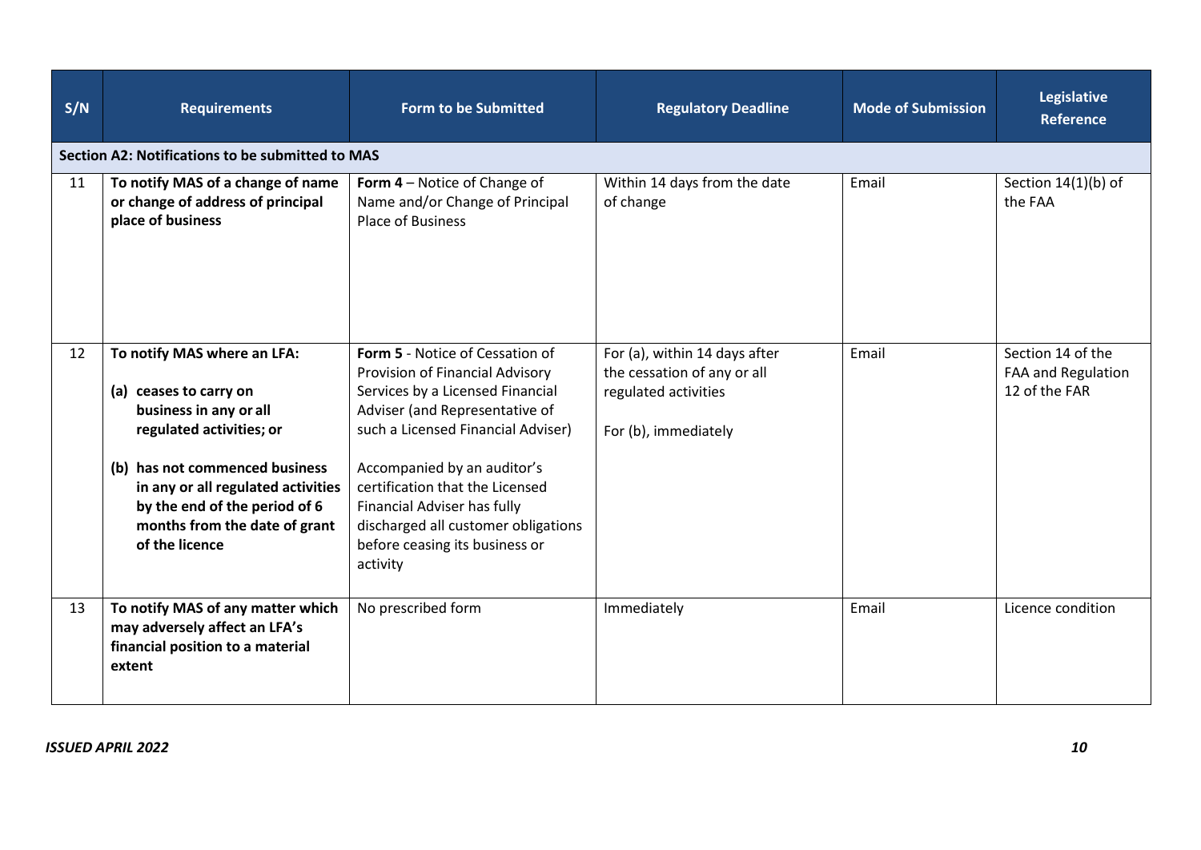| S/N | Requirements | Form to be Submitted | Regulatory Deadline | Mode of Submission | Legislative Reference |
|---|---|---|---|---|---|
| **Section A2: Notifications to be submitted to MAS** | | | | | |
| 11 | **To notify MAS of a change of name or change of address of principal place of business** | **Form 4** – Notice of Change of Name and/or Change of Principal Place of Business | Within 14 days from the date of change | Email | Section 14(1)(b) of the FAA |
| 12 | **To notify MAS where an LFA:**<br><br>**(a) ceases to carry on business in any or all regulated activities; or**<br><br>**(b) has not commenced business in any or all regulated activities by the end of the period of 6 months from the date of grant of the licence** | **Form 5** - Notice of Cessation of Provision of Financial Advisory Services by a Licensed Financial Adviser (and Representative of such a Licensed Financial Adviser)<br><br>Accompanied by an auditor's certification that the Licensed Financial Adviser has fully discharged all customer obligations before ceasing its business or activity | For (a), within 14 days after the cessation of any or all regulated activities<br><br>For (b), immediately | Email | Section 14 of the FAA and Regulation 12 of the FAR |
| 13 | **To notify MAS of any matter which may adversely affect an LFA's financial position to a material extent** | No prescribed form | Immediately | Email | Licence condition |

***ISSUED APRIL 2022***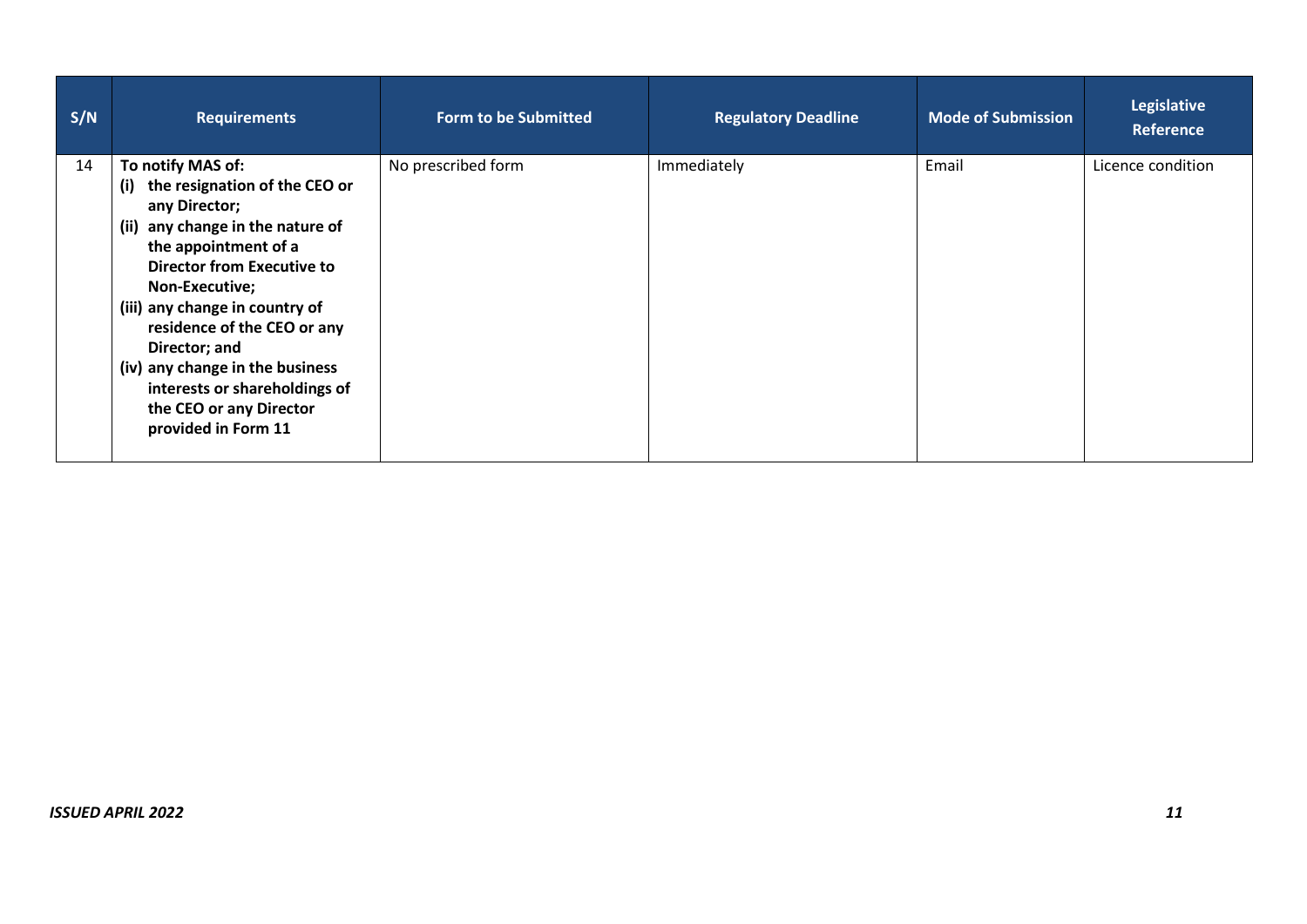| S/N | Requirements | Form to be Submitted | Regulatory Deadline | Mode of Submission | Legislative Reference |
|---|---|---|---|---|---|
| 14 | **To notify MAS of:**<br>**(i) the resignation of the CEO or any Director;**<br>**(ii) any change in the nature of the appointment of a Director from Executive to Non-Executive;**<br>**(iii) any change in country of residence of the CEO or any Director; and**<br>**(iv) any change in the business interests or shareholdings of the CEO or any Director provided in Form 11** | No prescribed form | Immediately | Email | Licence condition |

***ISSUED APRIL 2022***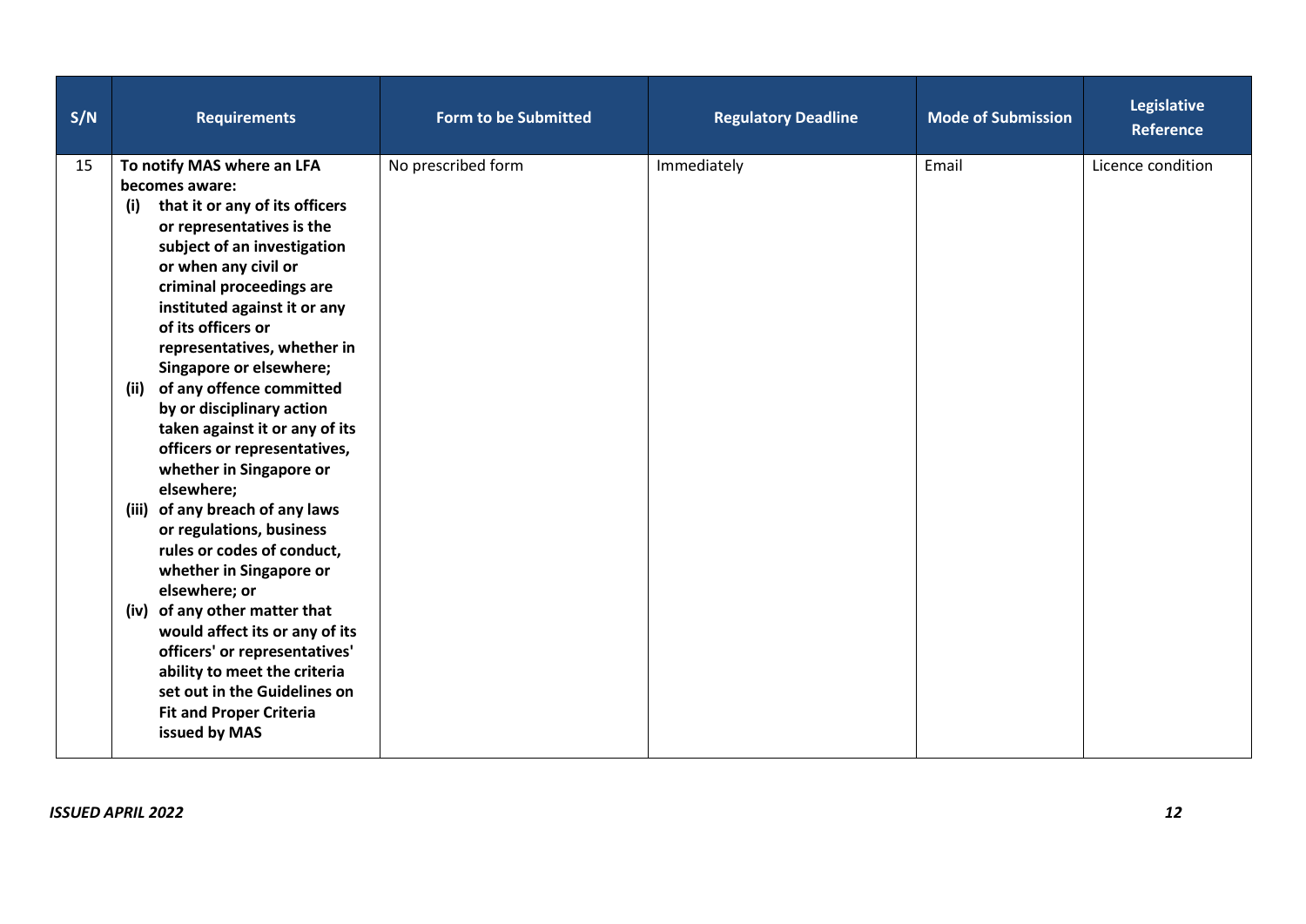| S/N | Requirements | Form to be Submitted | Regulatory Deadline | Mode of Submission | Legislative Reference |
|---|---|---|---|---|---|
| 15 | **To notify MAS where an LFA becomes aware:**<br>**(i) that it or any of its officers or representatives is the subject of an investigation or when any civil or criminal proceedings are instituted against it or any of its officers or representatives, whether in Singapore or elsewhere;**<br>**(ii) of any offence committed by or disciplinary action taken against it or any of its officers or representatives, whether in Singapore or elsewhere;**<br>**(iii) of any breach of any laws or regulations, business rules or codes of conduct, whether in Singapore or elsewhere; or**<br>**(iv) of any other matter that would affect its or any of its officers' or representatives' ability to meet the criteria set out in the Guidelines on Fit and Proper Criteria issued by MAS** | No prescribed form | Immediately | Email | Licence condition |

*ISSUED APRIL 2022*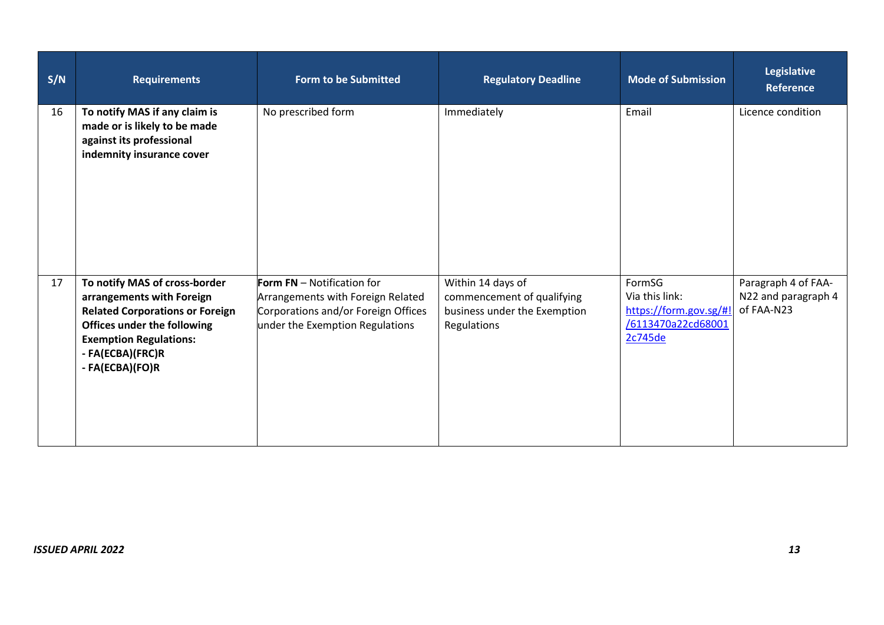| S/N | Requirements | Form to be Submitted | Regulatory Deadline | Mode of Submission | Legislative Reference |
|---|---|---|---|---|---|
| 16 | **To notify MAS if any claim is made or is likely to be made against its professional indemnity insurance cover** | No prescribed form | Immediately | Email | Licence condition |
| 17 | **To notify MAS of cross-border arrangements with Foreign Related Corporations or Foreign Offices under the following Exemption Regulations:**<br>**- FA(ECBA)(FRC)R**<br>**- FA(ECBA)(FO)R** | **Form FN** – Notification for Arrangements with Foreign Related Corporations and/or Foreign Offices under the Exemption Regulations | Within 14 days of commencement of qualifying business under the Exemption Regulations | FormSG<br>Via this link:<br>https://form.gov.sg/#!/6113470a22cd680012c745de | Paragraph 4 of FAA-N22 and paragraph 4 of FAA-N23 |

*ISSUED APRIL 2022*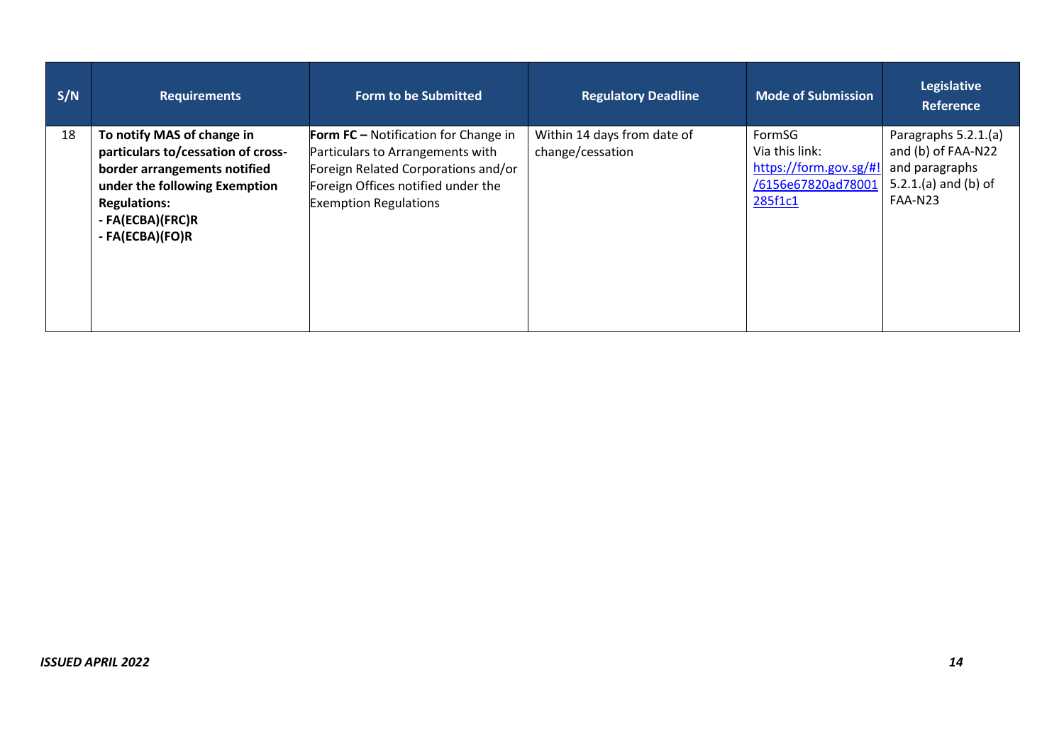| S/N | Requirements | Form to be Submitted | Regulatory Deadline | Mode of Submission | Legislative Reference |
|---|---|---|---|---|---|
| 18 | **To notify MAS of change in particulars to/cessation of cross-border arrangements notified under the following Exemption Regulations:**<br>**- FA(ECBA)(FRC)R**<br>**- FA(ECBA)(FO)R** | **Form FC –** Notification for Change in Particulars to Arrangements with Foreign Related Corporations and/or Foreign Offices notified under the Exemption Regulations | Within 14 days from date of change/cessation | FormSG<br>Via this link:<br>https://form.gov.sg/#!/6156e67820ad78001285f1c1 | Paragraphs 5.2.1.(a) and (b) of FAA-N22 and paragraphs 5.2.1.(a) and (b) of FAA-N23 |

*ISSUED APRIL 2022*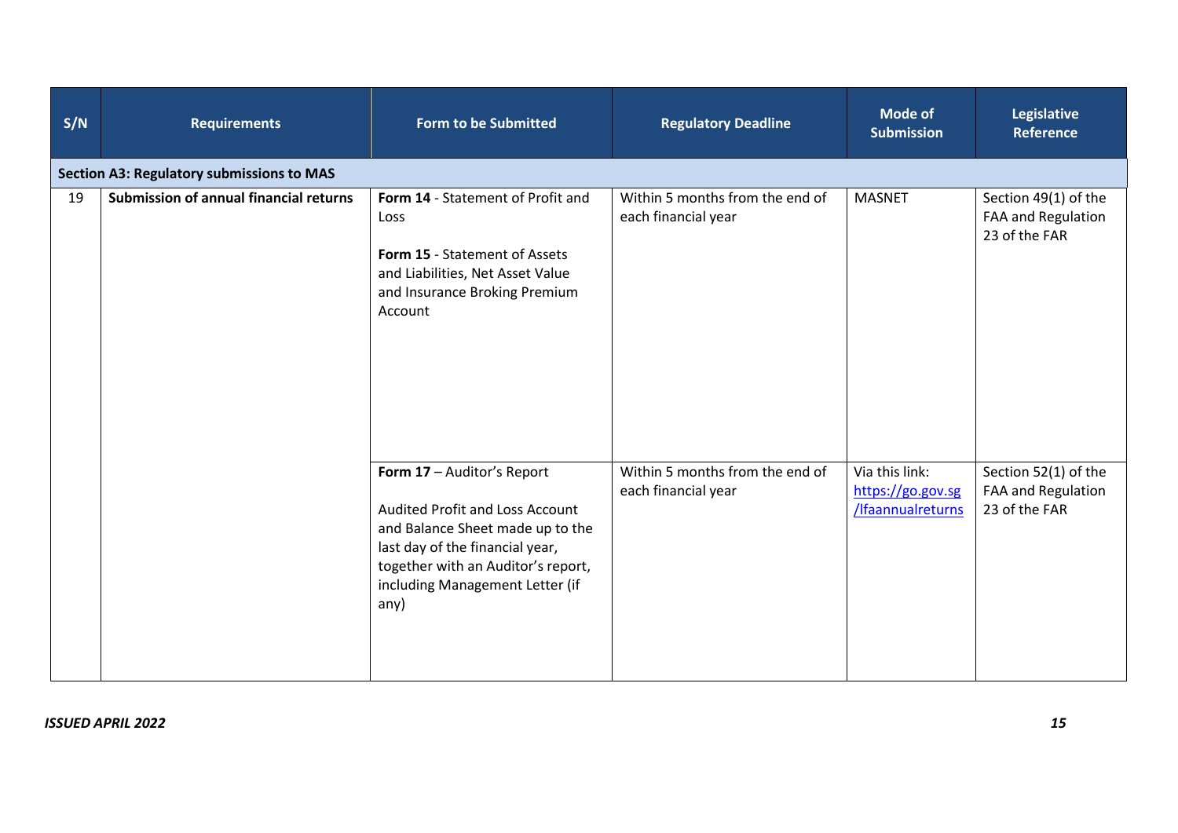| S/N | Requirements | Form to be Submitted | Regulatory Deadline | Mode of Submission | Legislative Reference |
|---|---|---|---|---|---|
| **Section A3: Regulatory submissions to MAS** | | | | | |
| 19 | **Submission of annual financial returns** | **Form 14** - Statement of Profit and Loss<br><br>**Form 15** - Statement of Assets and Liabilities, Net Asset Value and Insurance Broking Premium Account | Within 5 months from the end of each financial year | MASNET | Section 49(1) of the FAA and Regulation 23 of the FAR |
| | | **Form 17** – Auditor's Report<br><br>Audited Profit and Loss Account and Balance Sheet made up to the last day of the financial year, together with an Auditor's report, including Management Letter (if any) | Within 5 months from the end of each financial year | Via this link: https://go.gov.sg/lfaannualreturns | Section 52(1) of the FAA and Regulation 23 of the FAR |

*ISSUED APRIL 2022*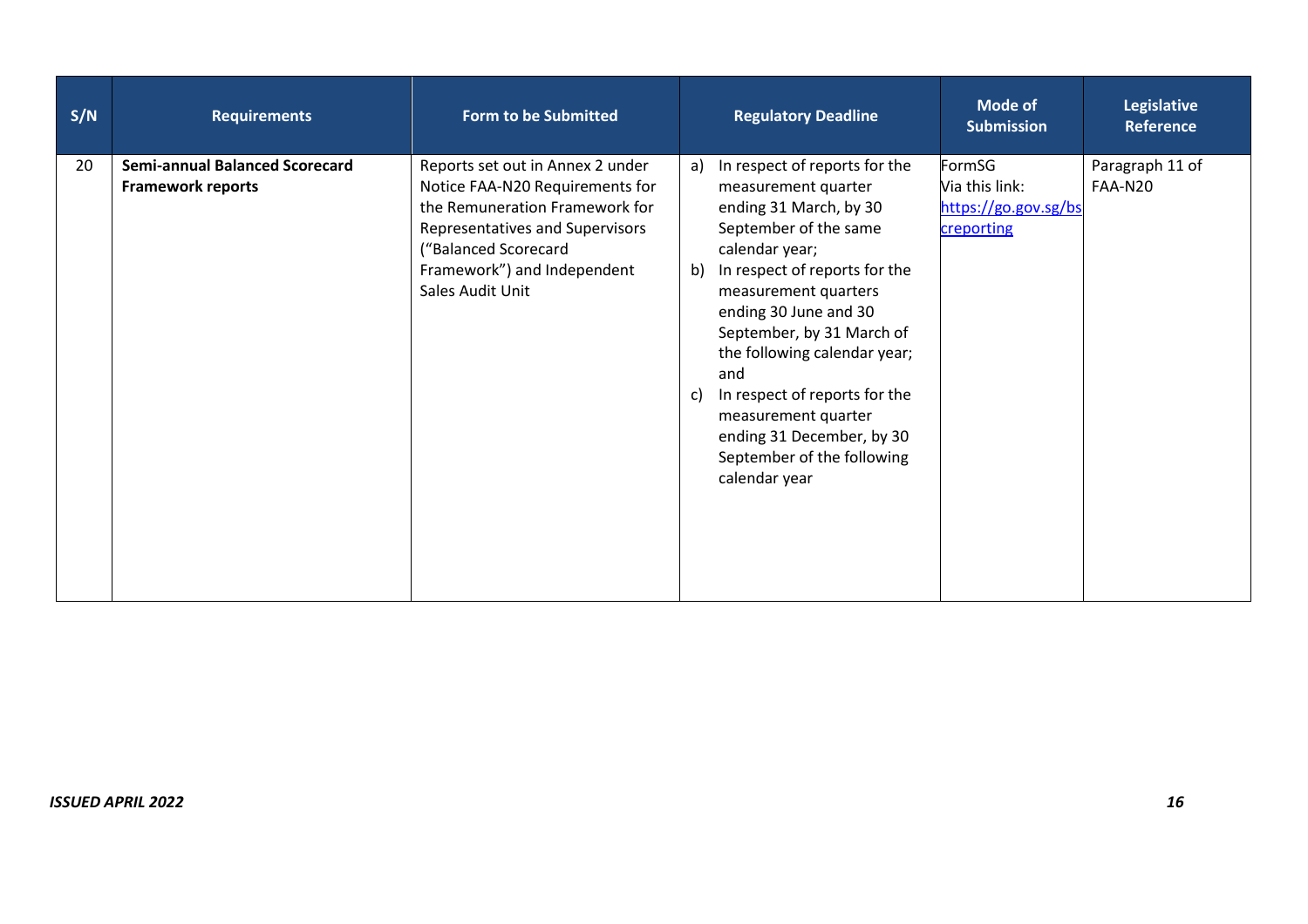| S/N | Requirements | Form to be Submitted | Regulatory Deadline | Mode of Submission | Legislative Reference |
|---|---|---|---|---|---|
| 20 | **Semi-annual Balanced Scorecard Framework reports** | Reports set out in Annex 2 under Notice FAA-N20 Requirements for the Remuneration Framework for Representatives and Supervisors ("Balanced Scorecard Framework") and Independent Sales Audit Unit | a) In respect of reports for the measurement quarter ending 31 March, by 30 September of the same calendar year;<br>b) In respect of reports for the measurement quarters ending 30 June and 30 September, by 31 March of the following calendar year; and<br>c) In respect of reports for the measurement quarter ending 31 December, by 30 September of the following calendar year | FormSG<br>Via this link: [https://go.gov.sg/bscreporting](https://go.gov.sg/bscreporting) | Paragraph 11 of FAA-N20 |

*ISSUED APRIL 2022*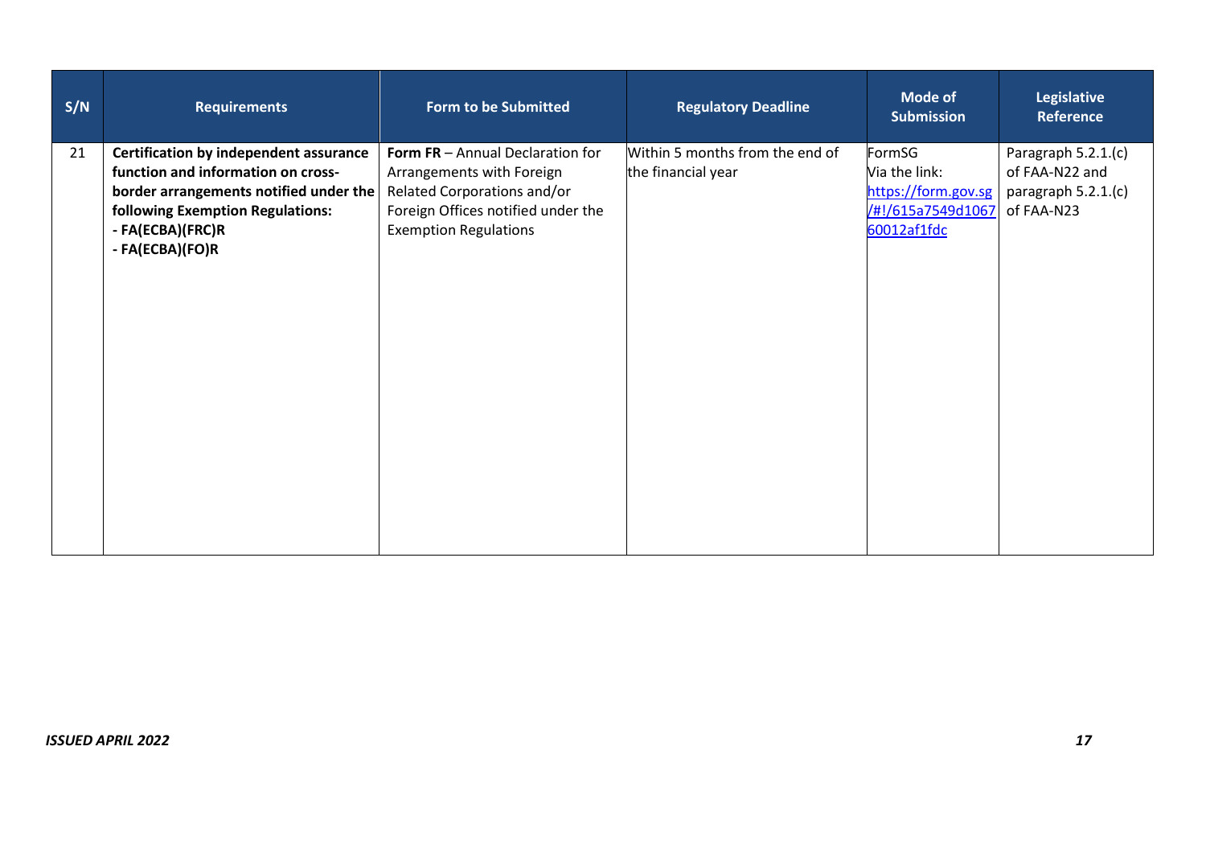| S/N | Requirements | Form to be Submitted | Regulatory Deadline | Mode of Submission | Legislative Reference |
|---|---|---|---|---|---|
| 21 | **Certification by independent assurance function and information on cross-border arrangements notified under the following Exemption Regulations:**<br>**- FA(ECBA)(FRC)R**<br>**- FA(ECBA)(FO)R** | **Form FR** – Annual Declaration for Arrangements with Foreign Related Corporations and/or Foreign Offices notified under the Exemption Regulations | Within 5 months from the end of the financial year | FormSG<br>Via the link:<br>https://form.gov.sg/#!/615a7549d106760012af1fdc | Paragraph 5.2.1.(c) of FAA-N22 and paragraph 5.2.1.(c) of FAA-N23 |

***ISSUED APRIL 2022***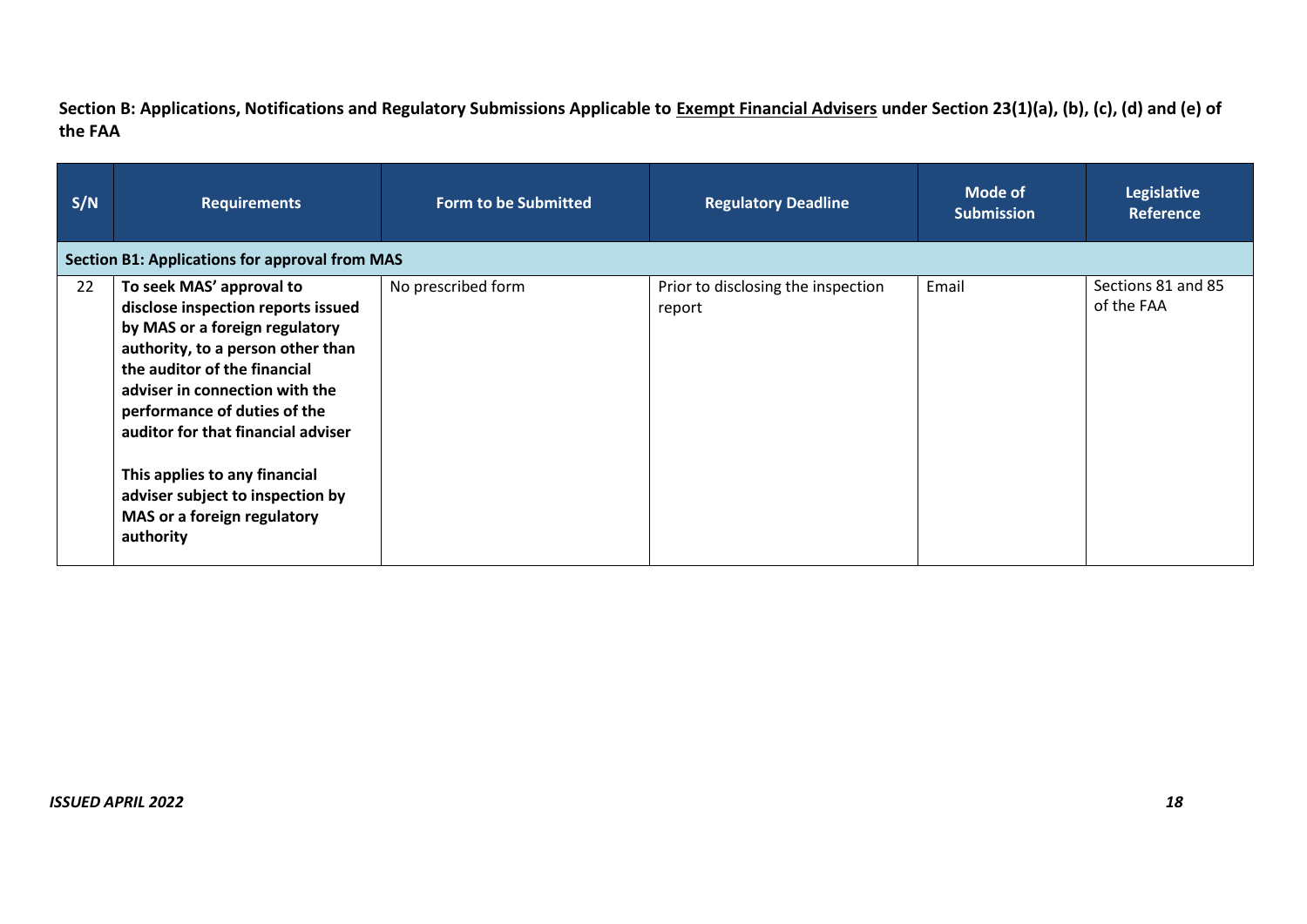**Section B: Applications, Notifications and Regulatory Submissions Applicable to <u>Exempt Financial Advisers</u> under Section 23(1)(a), (b), (c), (d) and (e) of the FAA**

| S/N | Requirements | Form to be Submitted | Regulatory Deadline | Mode of Submission | Legislative Reference |
|---|---|---|---|---|---|
| **Section B1: Applications for approval from MAS** | | | | | |
| 22 | **To seek MAS' approval to disclose inspection reports issued by MAS or a foreign regulatory authority, to a person other than the auditor of the financial adviser in connection with the performance of duties of the auditor for that financial adviser**<br><br>**This applies to any financial adviser subject to inspection by MAS or a foreign regulatory authority** | No prescribed form | Prior to disclosing the inspection report | Email | Sections 81 and 85 of the FAA |

*ISSUED APRIL 2022*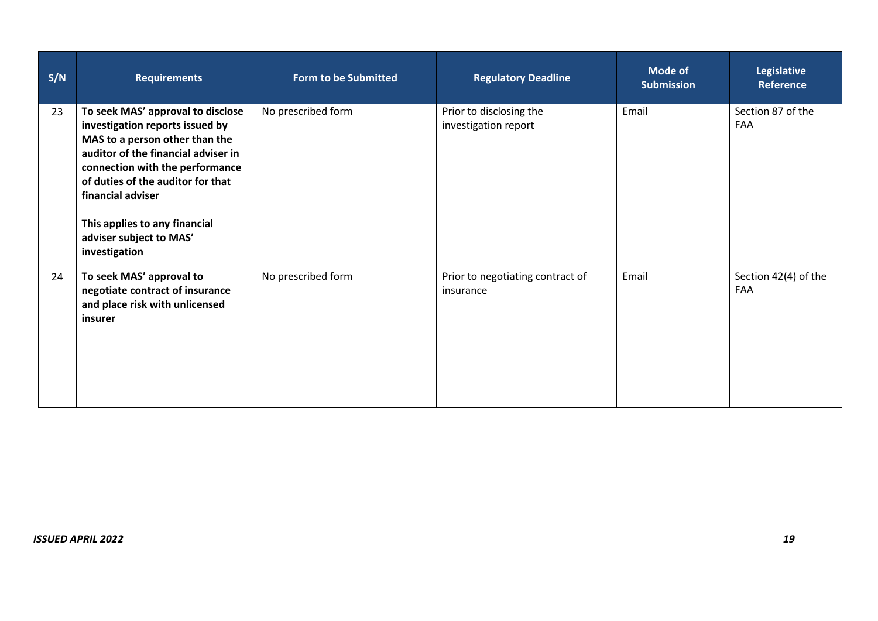| S/N | Requirements | Form to be Submitted | Regulatory Deadline | Mode of Submission | Legislative Reference |
|---|---|---|---|---|---|
| 23 | **To seek MAS' approval to disclose investigation reports issued by MAS to a person other than the auditor of the financial adviser in connection with the performance of duties of the auditor for that financial adviser**<br><br>**This applies to any financial adviser subject to MAS' investigation** | No prescribed form | Prior to disclosing the investigation report | Email | Section 87 of the FAA |
| 24 | **To seek MAS' approval to negotiate contract of insurance and place risk with unlicensed insurer** | No prescribed form | Prior to negotiating contract of insurance | Email | Section 42(4) of the FAA |

***ISSUED APRIL 2022***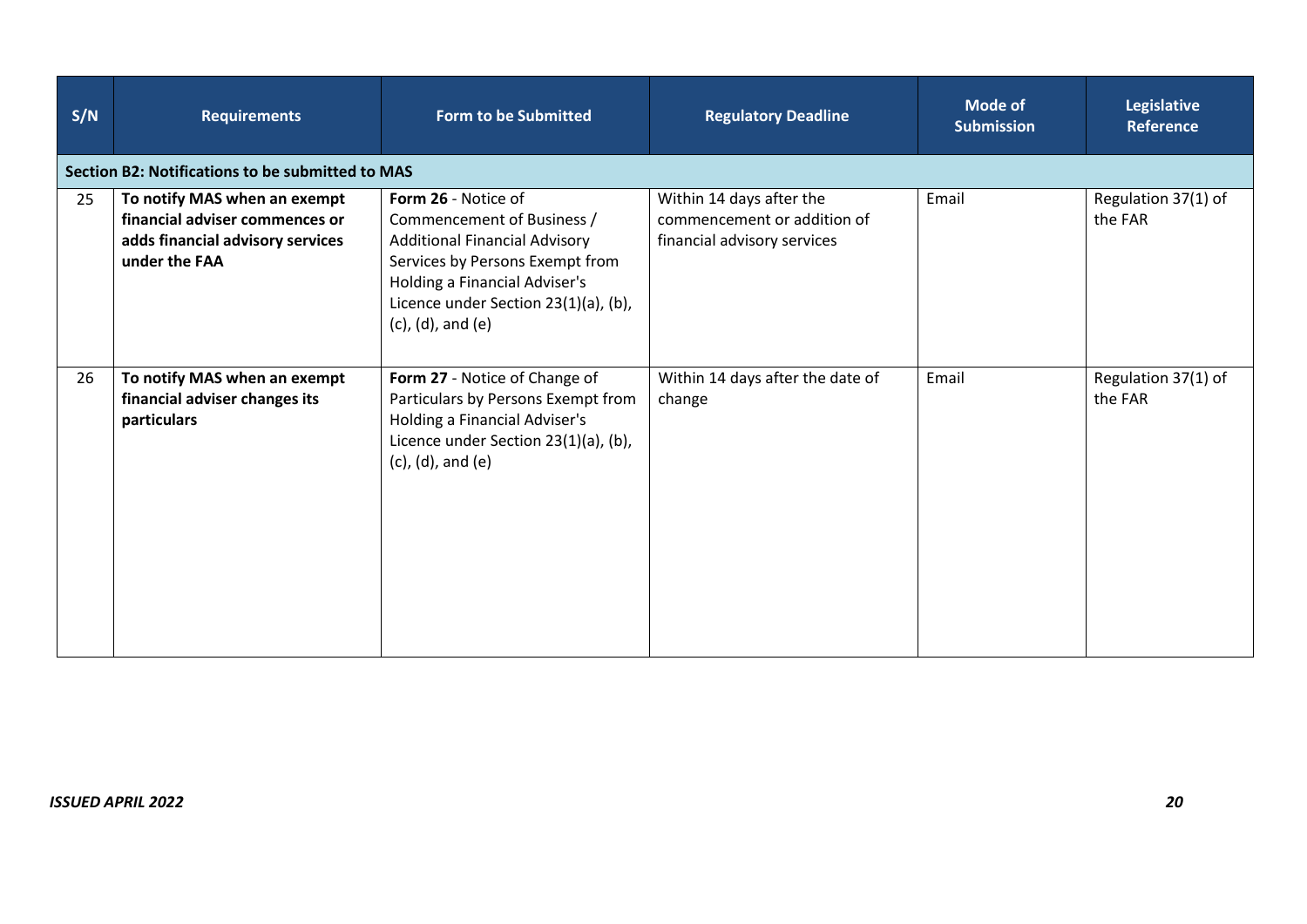| S/N | Requirements | Form to be Submitted | Regulatory Deadline | Mode of Submission | Legislative Reference |
|---|---|---|---|---|---|
| **Section B2: Notifications to be submitted to MAS** | | | | | |
| 25 | **To notify MAS when an exempt financial adviser commences or adds financial advisory services under the FAA** | **Form 26** - Notice of Commencement of Business / Additional Financial Advisory Services by Persons Exempt from Holding a Financial Adviser's Licence under Section 23(1)(a), (b), (c), (d), and (e) | Within 14 days after the commencement or addition of financial advisory services | Email | Regulation 37(1) of the FAR |
| 26 | **To notify MAS when an exempt financial adviser changes its particulars** | **Form 27** - Notice of Change of Particulars by Persons Exempt from Holding a Financial Adviser's Licence under Section 23(1)(a), (b), (c), (d), and (e) | Within 14 days after the date of change | Email | Regulation 37(1) of the FAR |

***ISSUED APRIL 2022***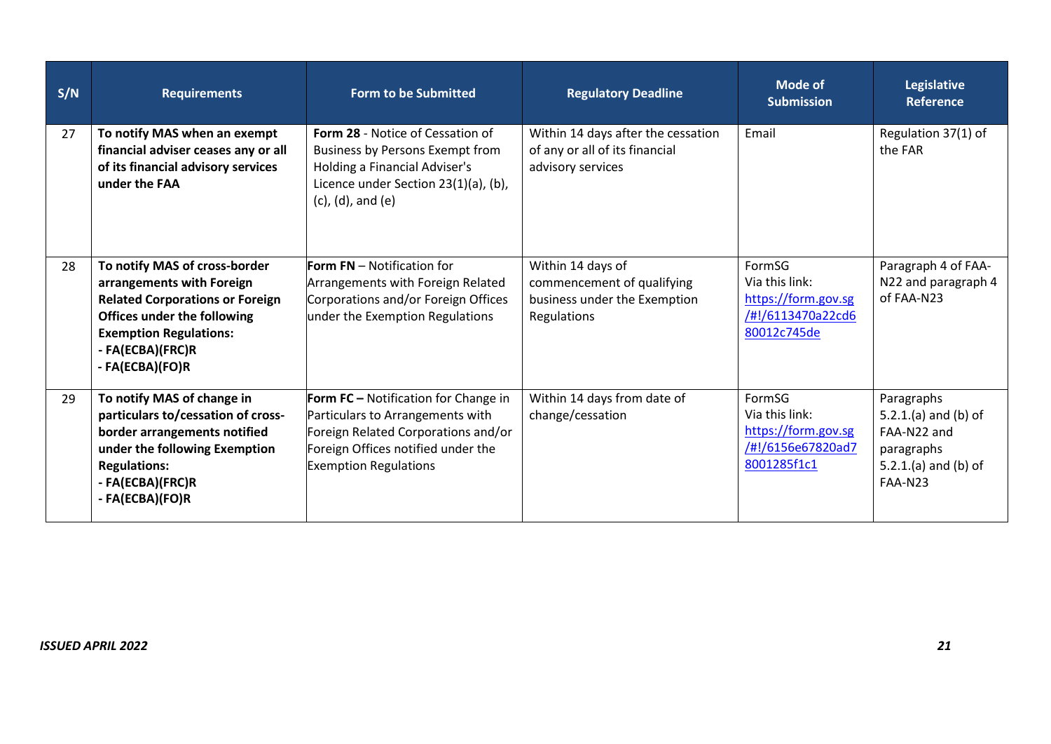| S/N | Requirements | Form to be Submitted | Regulatory Deadline | Mode of Submission | Legislative Reference |
|---|---|---|---|---|---|
| 27 | **To notify MAS when an exempt financial adviser ceases any or all of its financial advisory services under the FAA** | **Form 28** - Notice of Cessation of Business by Persons Exempt from Holding a Financial Adviser's Licence under Section 23(1)(a), (b), (c), (d), and (e) | Within 14 days after the cessation of any or all of its financial advisory services | Email | Regulation 37(1) of the FAR |
| 28 | **To notify MAS of cross-border arrangements with Foreign Related Corporations or Foreign Offices under the following Exemption Regulations:**<br>**- FA(ECBA)(FRC)R**<br>**- FA(ECBA)(FO)R** | **Form FN** – Notification for Arrangements with Foreign Related Corporations and/or Foreign Offices under the Exemption Regulations | Within 14 days of commencement of qualifying business under the Exemption Regulations | FormSG<br>Via this link:<br>https://form.gov.sg/#!/6113470a22cd680012c745de | Paragraph 4 of FAA-N22 and paragraph 4 of FAA-N23 |
| 29 | **To notify MAS of change in particulars to/cessation of cross-border arrangements notified under the following Exemption Regulations:**<br>**- FA(ECBA)(FRC)R**<br>**- FA(ECBA)(FO)R** | **Form FC –** Notification for Change in Particulars to Arrangements with Foreign Related Corporations and/or Foreign Offices notified under the Exemption Regulations | Within 14 days from date of change/cessation | FormSG<br>Via this link:<br>https://form.gov.sg/#!/6156e67820ad78001285f1c1 | Paragraphs 5.2.1.(a) and (b) of FAA-N22 and paragraphs 5.2.1.(a) and (b) of FAA-N23 |

*ISSUED APRIL 2022*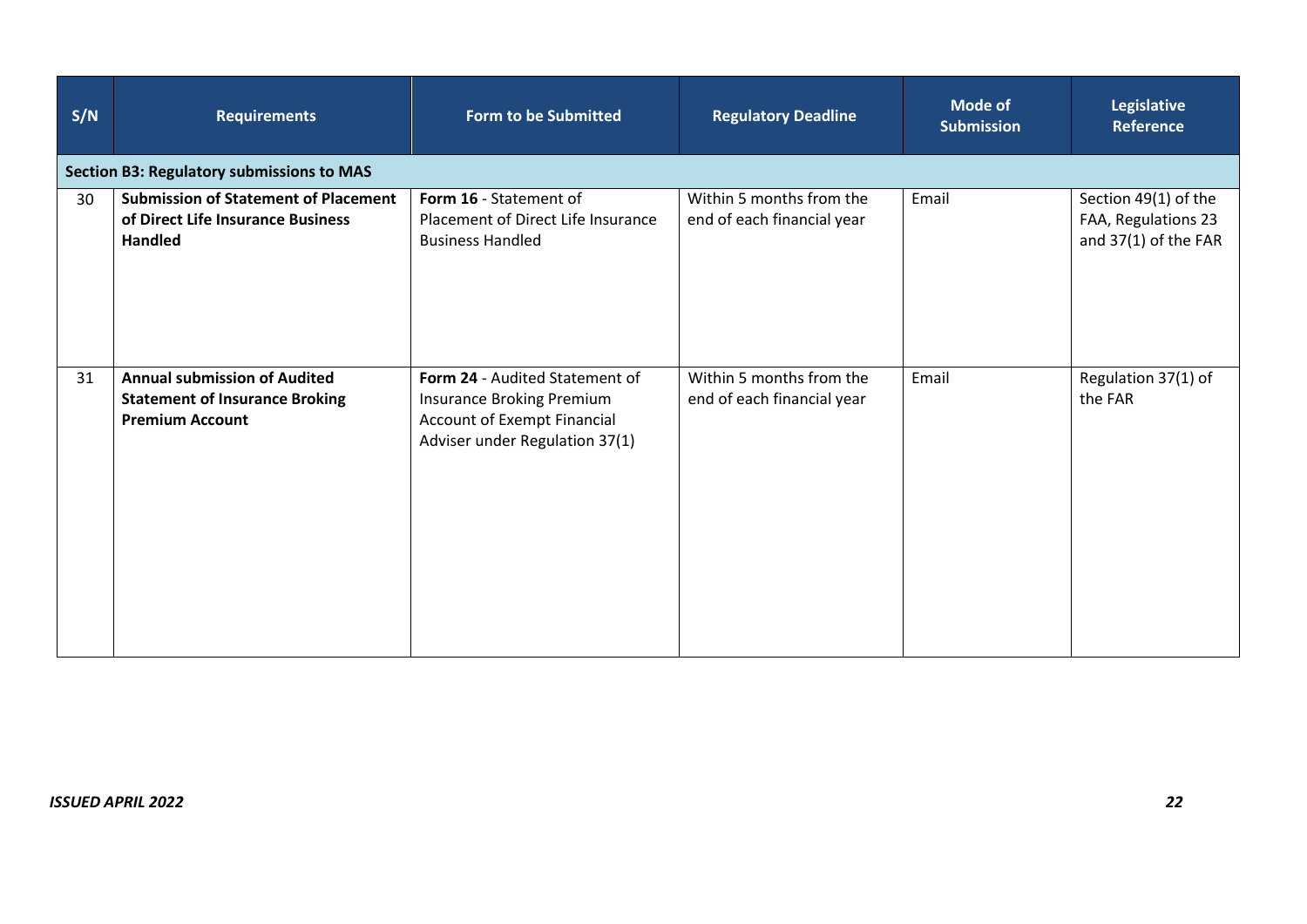| S/N | Requirements | Form to be Submitted | Regulatory Deadline | Mode of Submission | Legislative Reference |
|---|---|---|---|---|---|
| **Section B3: Regulatory submissions to MAS** | | | | | |
| 30 | **Submission of Statement of Placement of Direct Life Insurance Business Handled** | **Form 16** - Statement of Placement of Direct Life Insurance Business Handled | Within 5 months from the end of each financial year | Email | Section 49(1) of the FAA, Regulations 23 and 37(1) of the FAR |
| 31 | **Annual submission of Audited Statement of Insurance Broking Premium Account** | **Form 24** - Audited Statement of Insurance Broking Premium Account of Exempt Financial Adviser under Regulation 37(1) | Within 5 months from the end of each financial year | Email | Regulation 37(1) of the FAR |

***ISSUED APRIL 2022***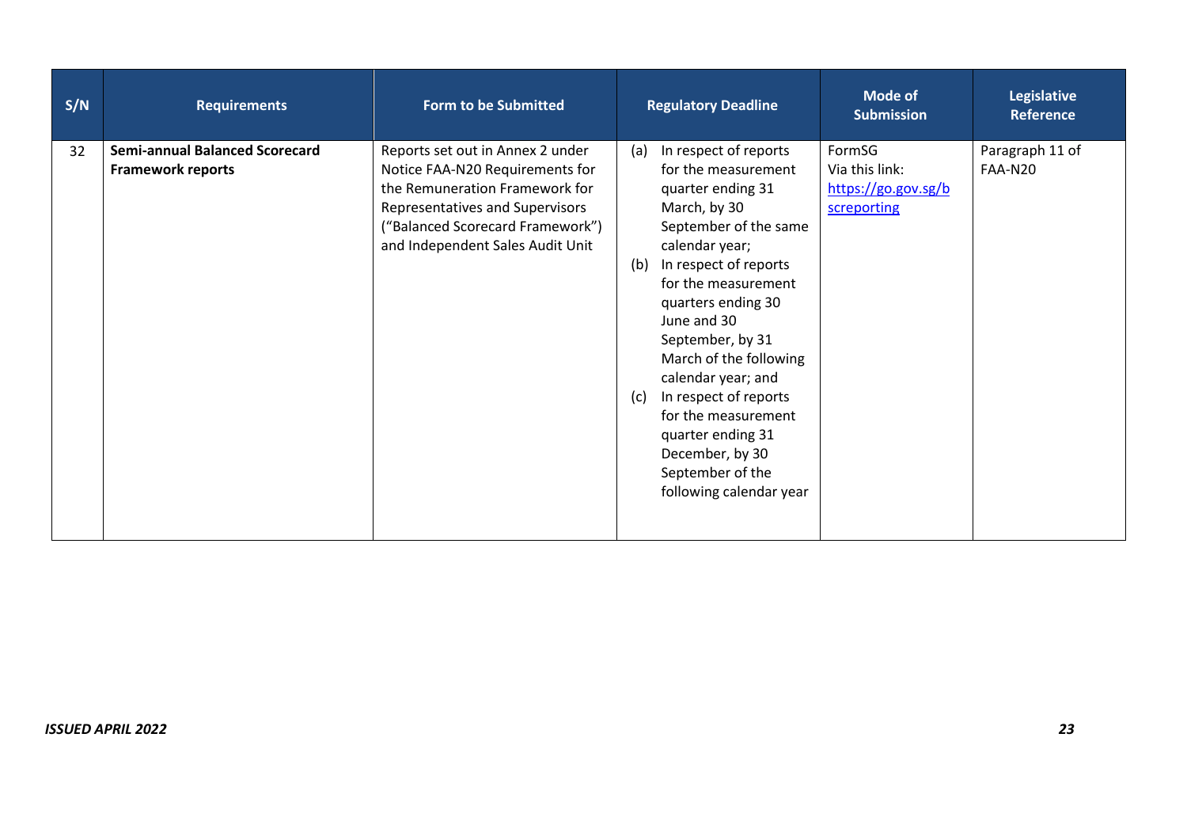| S/N | Requirements | Form to be Submitted | Regulatory Deadline | Mode of Submission | Legislative Reference |
|---|---|---|---|---|---|
| 32 | **Semi-annual Balanced Scorecard Framework reports** | Reports set out in Annex 2 under Notice FAA-N20 Requirements for the Remuneration Framework for Representatives and Supervisors ("Balanced Scorecard Framework") and Independent Sales Audit Unit | (a) In respect of reports for the measurement quarter ending 31 March, by 30 September of the same calendar year; (b) In respect of reports for the measurement quarters ending 30 June and 30 September, by 31 March of the following calendar year; and (c) In respect of reports for the measurement quarter ending 31 December, by 30 September of the following calendar year | FormSG Via this link: [https://go.gov.sg/bscreporting](https://go.gov.sg/bscreporting) | Paragraph 11 of FAA-N20 |

*ISSUED APRIL 2022*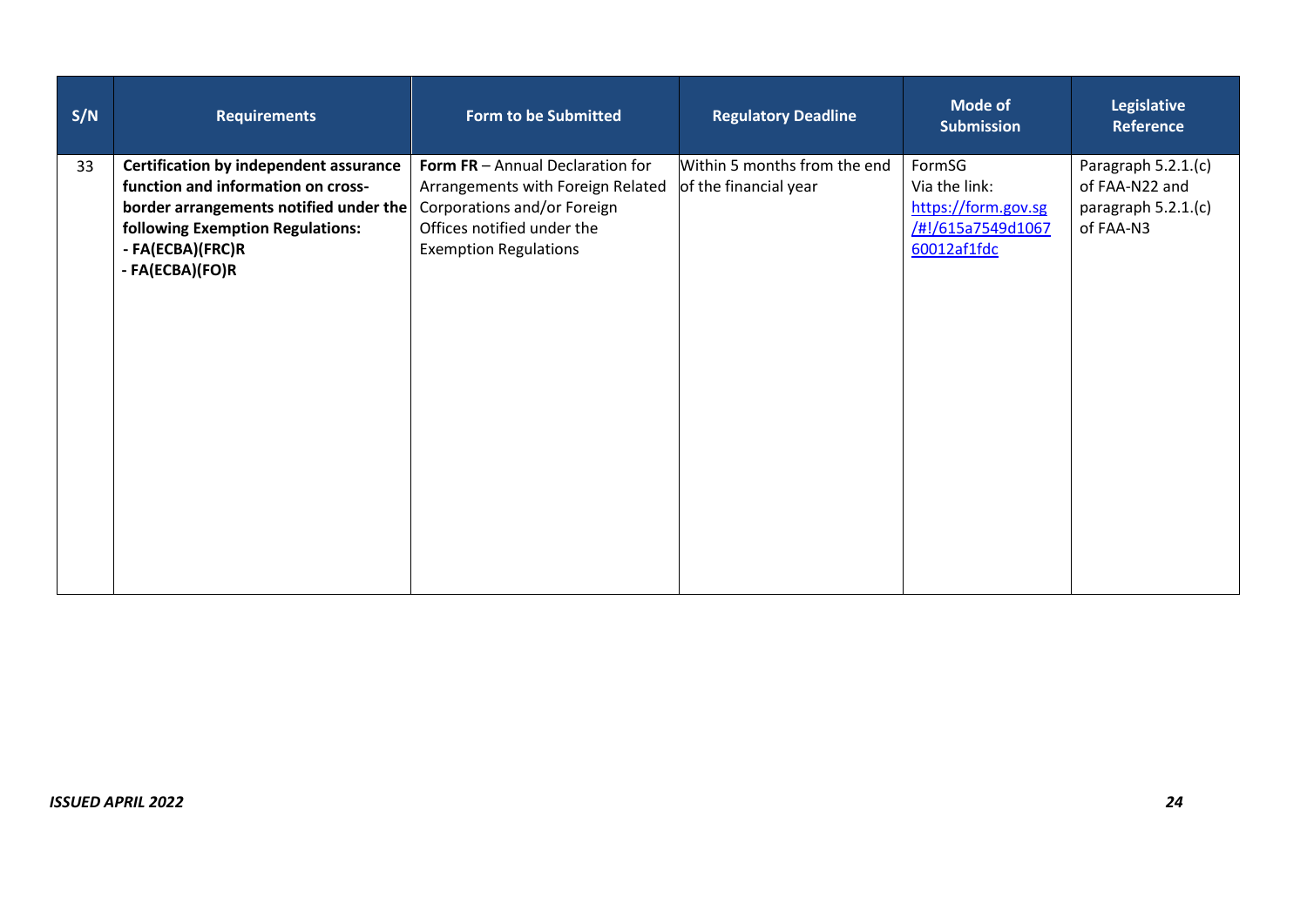| S/N | Requirements | Form to be Submitted | Regulatory Deadline | Mode of Submission | Legislative Reference |
|---|---|---|---|---|---|
| 33 | **Certification by independent assurance function and information on cross-border arrangements notified under the following Exemption Regulations:**<br>**- FA(ECBA)(FRC)R**<br>**- FA(ECBA)(FO)R** | **Form FR** – Annual Declaration for Arrangements with Foreign Related Corporations and/or Foreign Offices notified under the Exemption Regulations | Within 5 months from the end of the financial year | FormSG<br>Via the link:<br>https://form.gov.sg/#!/615a7549d106760012af1fdc | Paragraph 5.2.1.(c) of FAA-N22 and paragraph 5.2.1.(c) of FAA-N3 |

*ISSUED APRIL 2022*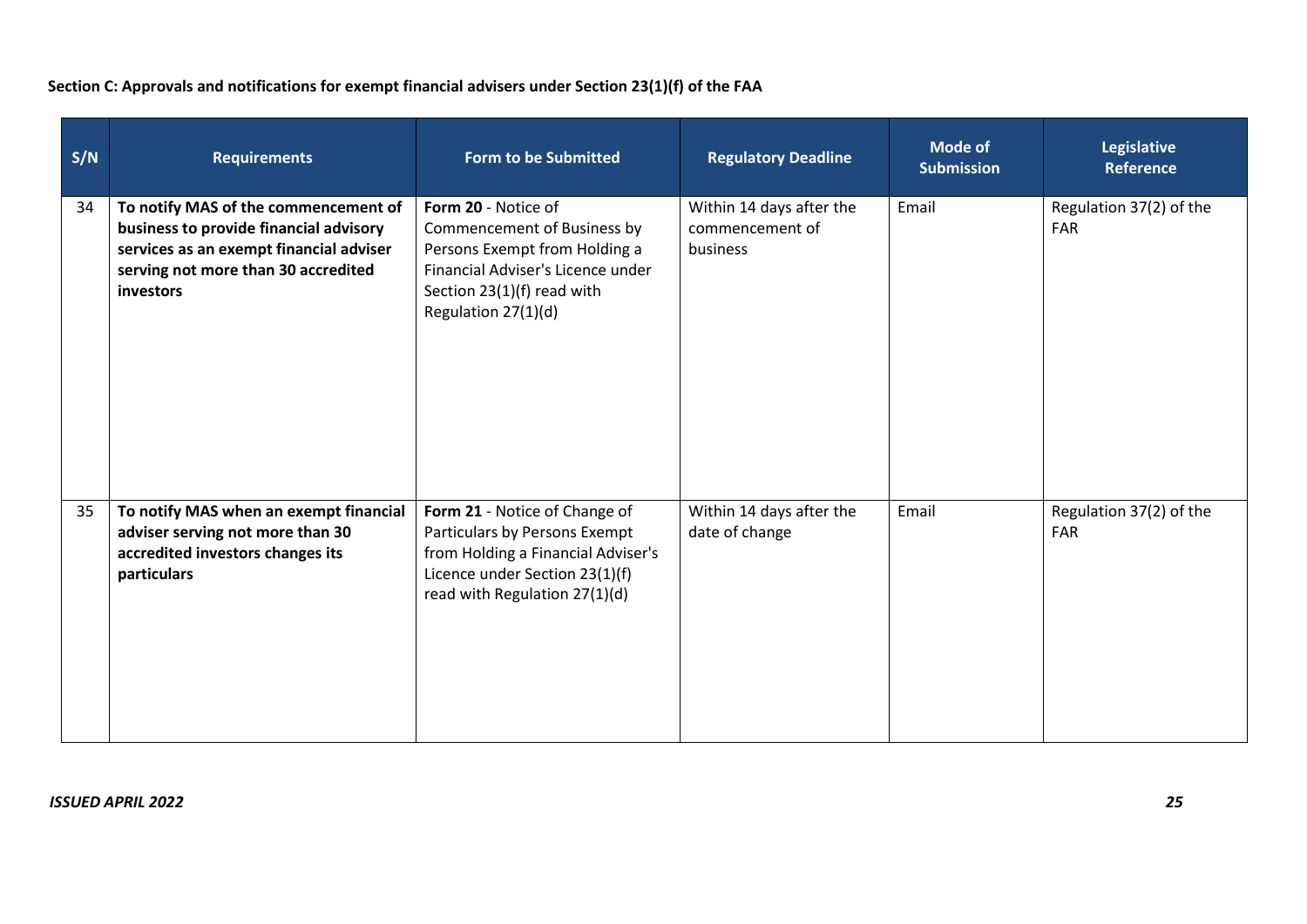**Section C: Approvals and notifications for exempt financial advisers under Section 23(1)(f) of the FAA**

| S/N | Requirements | Form to be Submitted | Regulatory Deadline | Mode of Submission | Legislative Reference |
| --- | --- | --- | --- | --- | --- |
| 34 | **To notify MAS of the commencement of business to provide financial advisory services as an exempt financial adviser serving not more than 30 accredited investors** | **Form 20** - Notice of Commencement of Business by Persons Exempt from Holding a Financial Adviser's Licence under Section 23(1)(f) read with Regulation 27(1)(d) | Within 14 days after the commencement of business | Email | Regulation 37(2) of the FAR |
| 35 | **To notify MAS when an exempt financial adviser serving not more than 30 accredited investors changes its particulars** | **Form 21** - Notice of Change of Particulars by Persons Exempt from Holding a Financial Adviser's Licence under Section 23(1)(f) read with Regulation 27(1)(d) | Within 14 days after the date of change | Email | Regulation 37(2) of the FAR |

***ISSUED APRIL 2022***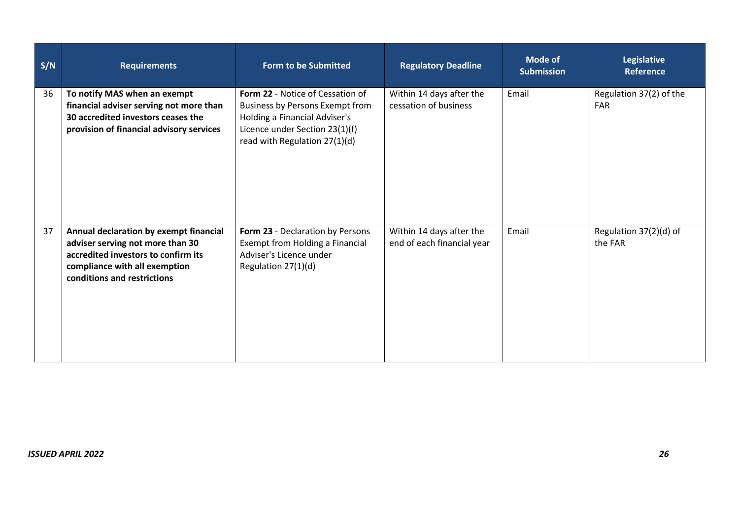| S/N | Requirements | Form to be Submitted | Regulatory Deadline | Mode of Submission | Legislative Reference |
|---|---|---|---|---|---|
| 36 | **To notify MAS when an exempt financial adviser serving not more than 30 accredited investors ceases the provision of financial advisory services** | **Form 22** - Notice of Cessation of Business by Persons Exempt from Holding a Financial Adviser's Licence under Section 23(1)(f) read with Regulation 27(1)(d) | Within 14 days after the cessation of business | Email | Regulation 37(2) of the FAR |
| 37 | **Annual declaration by exempt financial adviser serving not more than 30 accredited investors to confirm its compliance with all exemption conditions and restrictions** | **Form 23** - Declaration by Persons Exempt from Holding a Financial Adviser's Licence under Regulation 27(1)(d) | Within 14 days after the end of each financial year | Email | Regulation 37(2)(d) of the FAR |

***ISSUED APRIL 2022***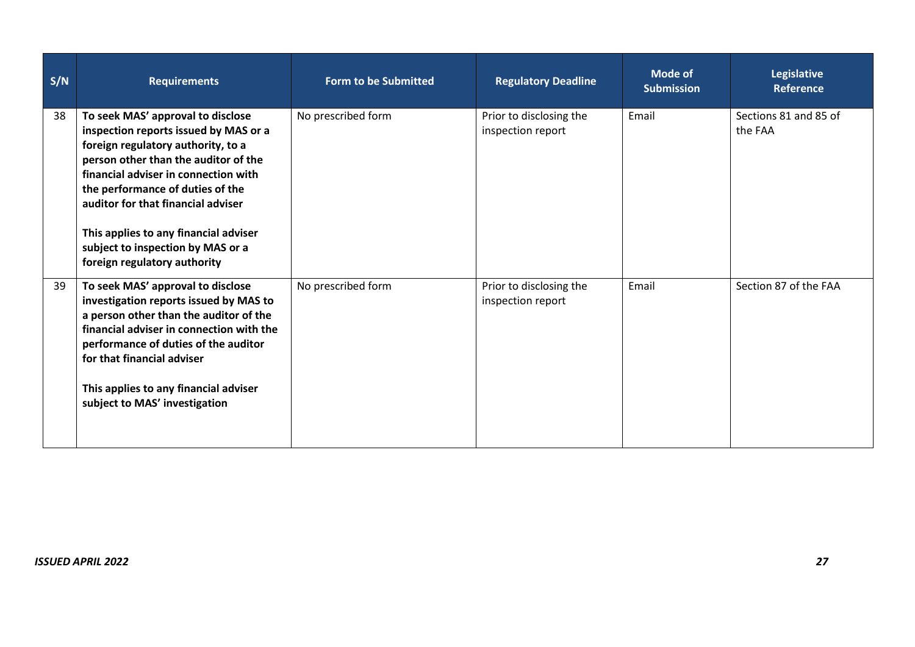| S/N | Requirements | Form to be Submitted | Regulatory Deadline | Mode of Submission | Legislative Reference |
|---|---|---|---|---|---|
| 38 | **To seek MAS' approval to disclose inspection reports issued by MAS or a foreign regulatory authority, to a person other than the auditor of the financial adviser in connection with the performance of duties of the auditor for that financial adviser**<br><br>**This applies to any financial adviser subject to inspection by MAS or a foreign regulatory authority** | No prescribed form | Prior to disclosing the inspection report | Email | Sections 81 and 85 of the FAA |
| 39 | **To seek MAS' approval to disclose investigation reports issued by MAS to a person other than the auditor of the financial adviser in connection with the performance of duties of the auditor for that financial adviser**<br><br>**This applies to any financial adviser subject to MAS' investigation** | No prescribed form | Prior to disclosing the inspection report | Email | Section 87 of the FAA |

*ISSUED APRIL 2022*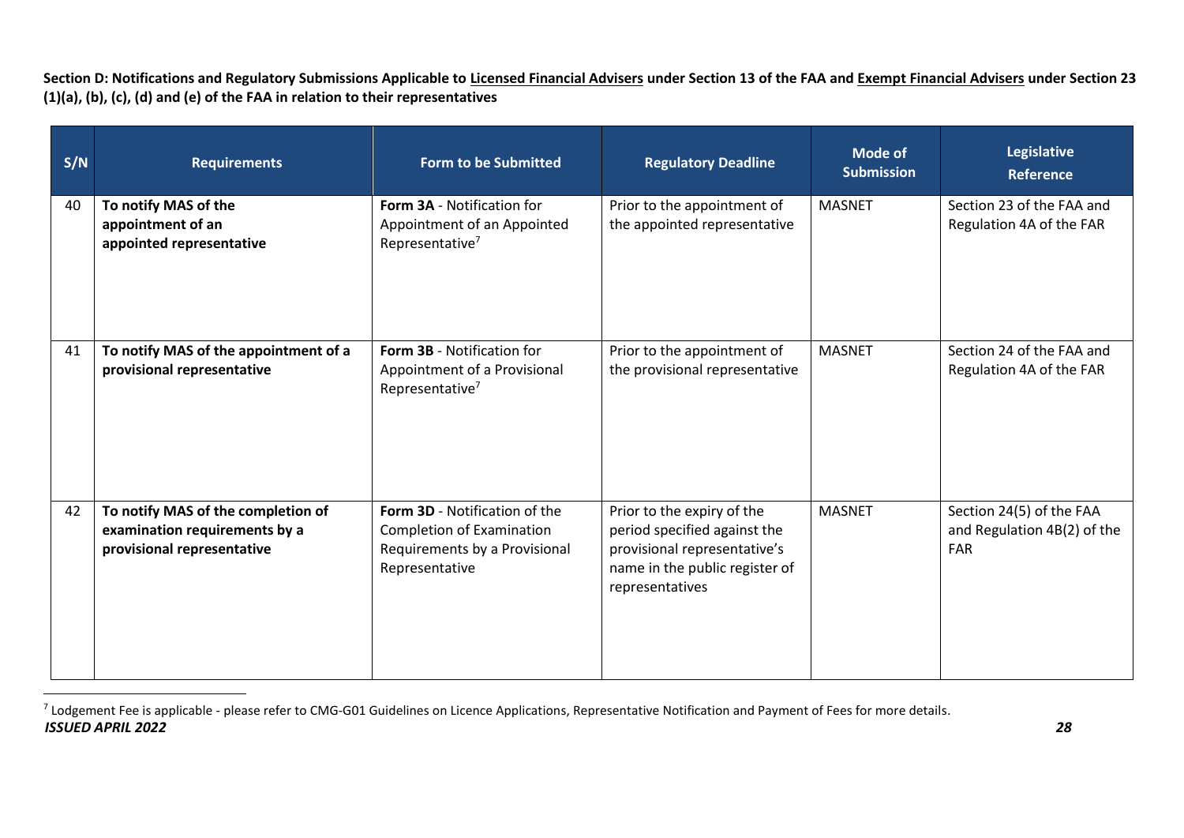**Section D: Notifications and Regulatory Submissions Applicable to <u>Licensed Financial Advisers</u> under Section 13 of the FAA and <u>Exempt Financial Advisers</u> under Section 23 (1)(a), (b), (c), (d) and (e) of the FAA in relation to their representatives**

| S/N | Requirements | Form to be Submitted | Regulatory Deadline | Mode of Submission | Legislative Reference |
|---|---|---|---|---|---|
| 40 | **To notify MAS of the appointment of an appointed representative** | **Form 3A** - Notification for Appointment of an Appointed Representative[7] | Prior to the appointment of the appointed representative | MASNET | Section 23 of the FAA and Regulation 4A of the FAR |
| 41 | **To notify MAS of the appointment of a provisional representative** | **Form 3B** - Notification for Appointment of a Provisional Representative[7] | Prior to the appointment of the provisional representative | MASNET | Section 24 of the FAA and Regulation 4A of the FAR |
| 42 | **To notify MAS of the completion of examination requirements by a provisional representative** | **Form 3D** - Notification of the Completion of Examination Requirements by a Provisional Representative | Prior to the expiry of the period specified against the provisional representative's name in the public register of representatives | MASNET | Section 24(5) of the FAA and Regulation 4B(2) of the FAR |

[7] Lodgement Fee is applicable - please refer to CMG-G01 Guidelines on Licence Applications, Representative Notification and Payment of Fees for more details.

***ISSUED APRIL 2022***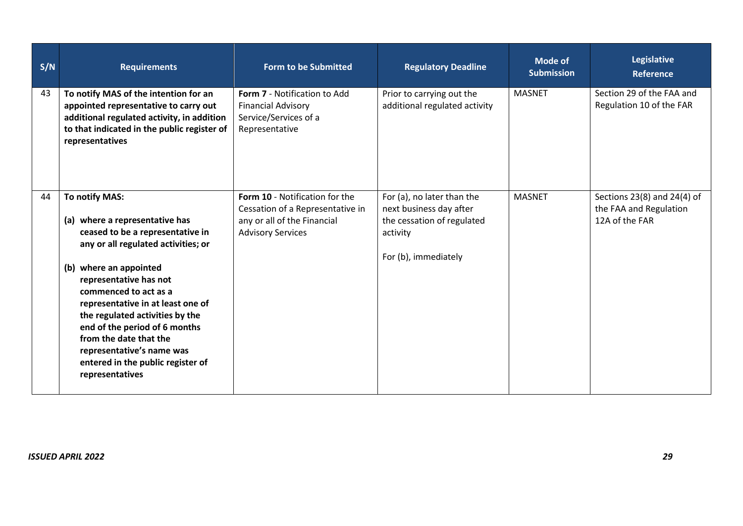| S/N | Requirements | Form to be Submitted | Regulatory Deadline | Mode of Submission | Legislative Reference |
|---|---|---|---|---|---|
| 43 | **To notify MAS of the intention for an appointed representative to carry out additional regulated activity, in addition to that indicated in the public register of representatives** | **Form 7** - Notification to Add Financial Advisory Service/Services of a Representative | Prior to carrying out the additional regulated activity | MASNET | Section 29 of the FAA and Regulation 10 of the FAR |
| 44 | **To notify MAS:** <br><br> **(a) where a representative has ceased to be a representative in any or all regulated activities; or** <br><br> **(b) where an appointed representative has not commenced to act as a representative in at least one of the regulated activities by the end of the period of 6 months from the date that the representative's name was entered in the public register of representatives** | **Form 10** - Notification for the Cessation of a Representative in any or all of the Financial Advisory Services | For (a), no later than the next business day after the cessation of regulated activity <br><br> For (b), immediately | MASNET | Sections 23(8) and 24(4) of the FAA and Regulation 12A of the FAR |

*ISSUED APRIL 2022*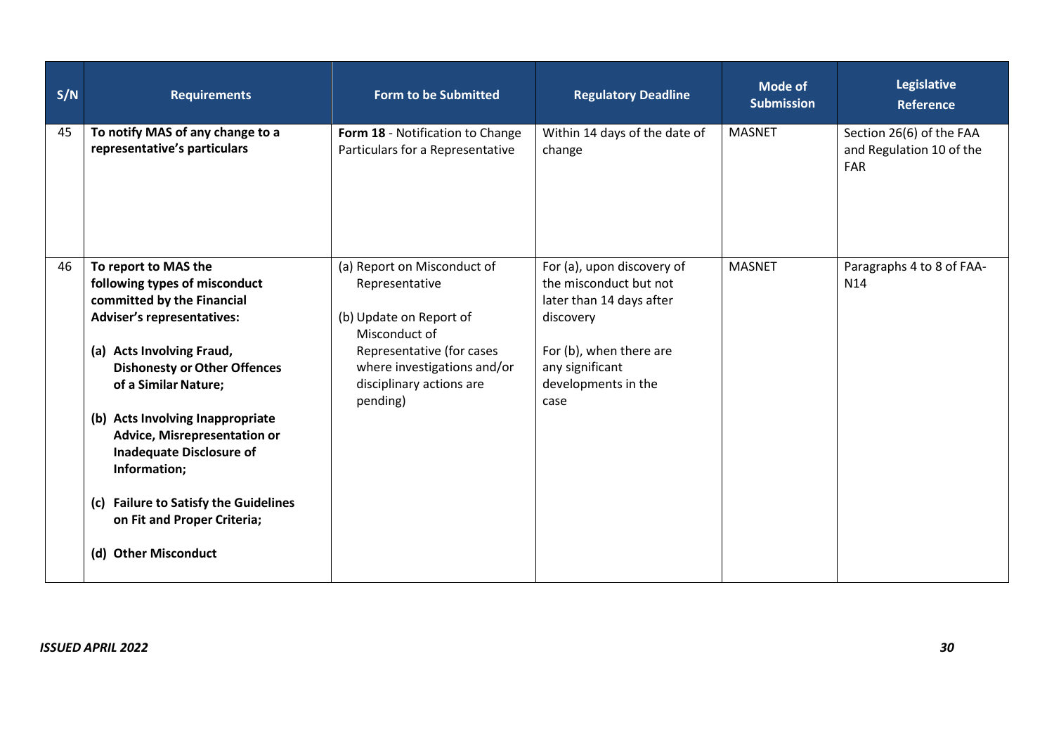| S/N | Requirements | Form to be Submitted | Regulatory Deadline | Mode of Submission | Legislative Reference |
|---|---|---|---|---|---|
| 45 | **To notify MAS of any change to a representative's particulars** | **Form 18** - Notification to Change Particulars for a Representative | Within 14 days of the date of change | MASNET | Section 26(6) of the FAA and Regulation 10 of the FAR |
| 46 | **To report to MAS the following types of misconduct committed by the Financial Adviser's representatives:**<br><br>**(a) Acts Involving Fraud, Dishonesty or Other Offences of a Similar Nature;**<br><br>**(b) Acts Involving Inappropriate Advice, Misrepresentation or Inadequate Disclosure of Information;**<br><br>**(c) Failure to Satisfy the Guidelines on Fit and Proper Criteria;**<br><br>**(d) Other Misconduct** | (a) Report on Misconduct of Representative<br><br>(b) Update on Report of Misconduct of Representative (for cases where investigations and/or disciplinary actions are pending) | For (a), upon discovery of the misconduct but not later than 14 days after discovery<br><br>For (b), when there are any significant developments in the case | MASNET | Paragraphs 4 to 8 of FAA-N14 |

*ISSUED APRIL 2022*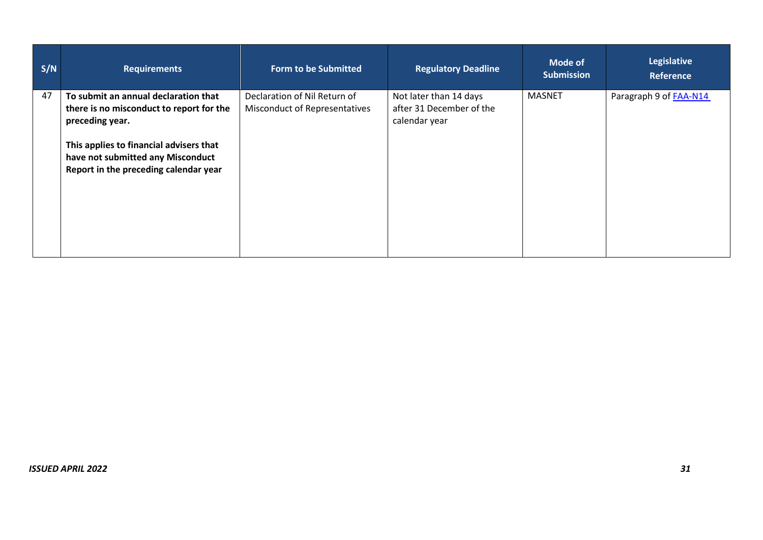| S/N | Requirements | Form to be Submitted | Regulatory Deadline | Mode of Submission | Legislative Reference |
|---|---|---|---|---|---|
| 47 | **To submit an annual declaration that there is no misconduct to report for the preceding year.**<br><br>**This applies to financial advisers that have not submitted any Misconduct Report in the preceding calendar year** | Declaration of Nil Return of Misconduct of Representatives | Not later than 14 days after 31 December of the calendar year | MASNET | Paragraph 9 of FAA-N14 |

***ISSUED APRIL 2022***